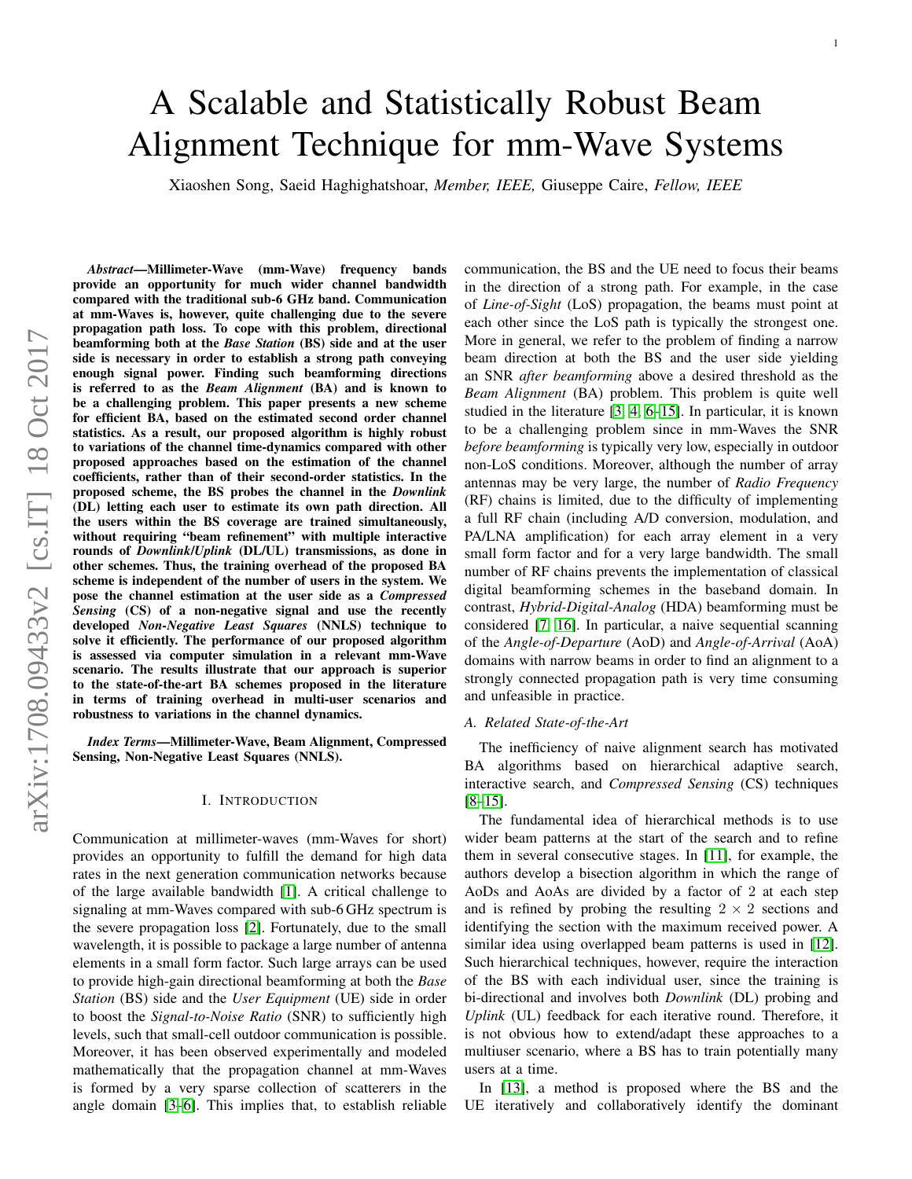# A Scalable and Statistically Robust Beam Alignment Technique for mm-Wave Systems

Xiaoshen Song, Saeid Haghighatshoar, *Member, IEEE,* Giuseppe Caire, *Fellow, IEEE*

***Abstract*—Millimeter-Wave (mm-Wave) frequency bands provide an opportunity for much wider channel bandwidth compared with the traditional sub-6 GHz band. Communication at mm-Waves is, however, quite challenging due to the severe propagation path loss. To cope with this problem, directional beamforming both at the *Base Station* (BS) side and at the user side is necessary in order to establish a strong path conveying enough signal power. Finding such beamforming directions is referred to as the *Beam Alignment* (BA) and is known to be a challenging problem. This paper presents a new scheme for efficient BA, based on the estimated second order channel statistics. As a result, our proposed algorithm is highly robust to variations of the channel time-dynamics compared with other proposed approaches based on the estimation of the channel coefficients, rather than of their second-order statistics. In the proposed scheme, the BS probes the channel in the *Downlink* (DL) letting each user to estimate its own path direction. All the users within the BS coverage are trained simultaneously, without requiring "beam refinement" with multiple interactive rounds of *Downlink/Uplink* (DL/UL) transmissions, as done in other schemes. Thus, the training overhead of the proposed BA scheme is independent of the number of users in the system. We pose the channel estimation at the user side as a *Compressed Sensing* (CS) of a non-negative signal and use the recently developed *Non-Negative Least Squares* (NNLS) technique to solve it efficiently. The performance of our proposed algorithm is assessed via computer simulation in a relevant mm-Wave scenario. The results illustrate that our approach is superior to the state-of-the-art BA schemes proposed in the literature in terms of training overhead in multi-user scenarios and robustness to variations in the channel dynamics.**

***Index Terms*—Millimeter-Wave, Beam Alignment, Compressed Sensing, Non-Negative Least Squares (NNLS).**

## I. INTRODUCTION

Communication at millimeter-waves (mm-Waves for short) provides an opportunity to fulfill the demand for high data rates in the next generation communication networks because of the large available bandwidth [1]. A critical challenge to signaling at mm-Waves compared with sub-6 GHz spectrum is the severe propagation loss [2]. Fortunately, due to the small wavelength, it is possible to package a large number of antenna elements in a small form factor. Such large arrays can be used to provide high-gain directional beamforming at both the *Base Station* (BS) side and the *User Equipment* (UE) side in order to boost the *Signal-to-Noise Ratio* (SNR) to sufficiently high levels, such that small-cell outdoor communication is possible. Moreover, it has been observed experimentally and modeled mathematically that the propagation channel at mm-Waves is formed by a very sparse collection of scatterers in the angle domain [3–6]. This implies that, to establish reliable communication, the BS and the UE need to focus their beams in the direction of a strong path. For example, in the case of *Line-of-Sight* (LoS) propagation, the beams must point at each other since the LoS path is typically the strongest one. More in general, we refer to the problem of finding a narrow beam direction at both the BS and the user side yielding an SNR *after beamforming* above a desired threshold as the *Beam Alignment* (BA) problem. This problem is quite well studied in the literature [3, 4, 6–15]. In particular, it is known to be a challenging problem since in mm-Waves the SNR *before beamforming* is typically very low, especially in outdoor non-LoS conditions. Moreover, although the number of array antennas may be very large, the number of *Radio Frequency* (RF) chains is limited, due to the difficulty of implementing a full RF chain (including A/D conversion, modulation, and PA/LNA amplification) for each array element in a very small form factor and for a very large bandwidth. The small number of RF chains prevents the implementation of classical digital beamforming schemes in the baseband domain. In contrast, *Hybrid-Digital-Analog* (HDA) beamforming must be considered [7, 16]. In particular, a naive sequential scanning of the *Angle-of-Departure* (AoD) and *Angle-of-Arrival* (AoA) domains with narrow beams in order to find an alignment to a strongly connected propagation path is very time consuming and unfeasible in practice.

### A. Related State-of-the-Art

The inefficiency of naive alignment search has motivated BA algorithms based on hierarchical adaptive search, interactive search, and *Compressed Sensing* (CS) techniques [8–15].

The fundamental idea of hierarchical methods is to use wider beam patterns at the start of the search and to refine them in several consecutive stages. In [11], for example, the authors develop a bisection algorithm in which the range of AoDs and AoAs are divided by a factor of 2 at each step and is refined by probing the resulting $2 \times 2$ sections and identifying the section with the maximum received power. A similar idea using overlapped beam patterns is used in [12]. Such hierarchical techniques, however, require the interaction of the BS with each individual user, since the training is bi-directional and involves both *Downlink* (DL) probing and *Uplink* (UL) feedback for each iterative round. Therefore, it is not obvious how to extend/adapt these approaches to a multiuser scenario, where a BS has to train potentially many users at a time.

In [13], a method is proposed where the BS and the UE iteratively and collaboratively identify the dominant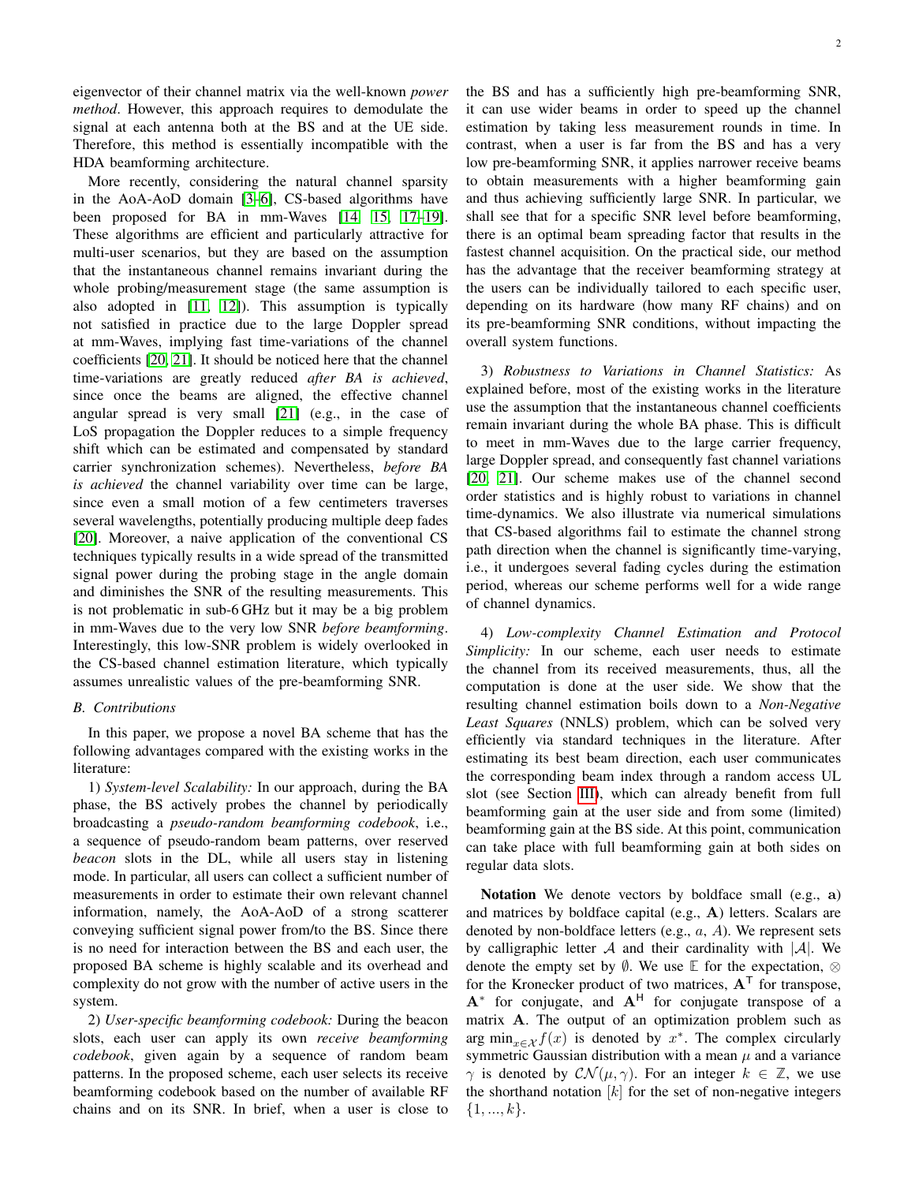eigenvector of their channel matrix via the well-known *power method*. However, this approach requires to demodulate the signal at each antenna both at the BS and at the UE side. Therefore, this method is essentially incompatible with the HDA beamforming architecture.

More recently, considering the natural channel sparsity in the AoA-AoD domain [3–6], CS-based algorithms have been proposed for BA in mm-Waves [14, 15, 17–19]. These algorithms are efficient and particularly attractive for multi-user scenarios, but they are based on the assumption that the instantaneous channel remains invariant during the whole probing/measurement stage (the same assumption is also adopted in [11, 12]). This assumption is typically not satisfied in practice due to the large Doppler spread at mm-Waves, implying fast time-variations of the channel coefficients [20, 21]. It should be noticed here that the channel time-variations are greatly reduced *after BA is achieved*, since once the beams are aligned, the effective channel angular spread is very small [21] (e.g., in the case of LoS propagation the Doppler reduces to a simple frequency shift which can be estimated and compensated by standard carrier synchronization schemes). Nevertheless, *before BA is achieved* the channel variability over time can be large, since even a small motion of a few centimeters traverses several wavelengths, potentially producing multiple deep fades [20]. Moreover, a naive application of the conventional CS techniques typically results in a wide spread of the transmitted signal power during the probing stage in the angle domain and diminishes the SNR of the resulting measurements. This is not problematic in sub-6 GHz but it may be a big problem in mm-Waves due to the very low SNR *before beamforming*. Interestingly, this low-SNR problem is widely overlooked in the CS-based channel estimation literature, which typically assumes unrealistic values of the pre-beamforming SNR.

### B. Contributions

In this paper, we propose a novel BA scheme that has the following advantages compared with the existing works in the literature:

1) *System-level Scalability:* In our approach, during the BA phase, the BS actively probes the channel by periodically broadcasting a *pseudo-random beamforming codebook*, i.e., a sequence of pseudo-random beam patterns, over reserved *beacon* slots in the DL, while all users stay in listening mode. In particular, all users can collect a sufficient number of measurements in order to estimate their own relevant channel information, namely, the AoA-AoD of a strong scatterer conveying sufficient signal power from/to the BS. Since there is no need for interaction between the BS and each user, the proposed BA scheme is highly scalable and its overhead and complexity do not grow with the number of active users in the system.

2) *User-specific beamforming codebook:* During the beacon slots, each user can apply its own *receive beamforming codebook*, given again by a sequence of random beam patterns. In the proposed scheme, each user selects its receive beamforming codebook based on the number of available RF chains and on its SNR. In brief, when a user is close to the BS and has a sufficiently high pre-beamforming SNR, it can use wider beams in order to speed up the channel estimation by taking less measurement rounds in time. In contrast, when a user is far from the BS and has a very low pre-beamforming SNR, it applies narrower receive beams to obtain measurements with a higher beamforming gain and thus achieving sufficiently large SNR. In particular, we shall see that for a specific SNR level before beamforming, there is an optimal beam spreading factor that results in the fastest channel acquisition. On the practical side, our method has the advantage that the receiver beamforming strategy at the users can be individually tailored to each specific user, depending on its hardware (how many RF chains) and on its pre-beamforming SNR conditions, without impacting the overall system functions.

3) *Robustness to Variations in Channel Statistics:* As explained before, most of the existing works in the literature use the assumption that the instantaneous channel coefficients remain invariant during the whole BA phase. This is difficult to meet in mm-Waves due to the large carrier frequency, large Doppler spread, and consequently fast channel variations [20, 21]. Our scheme makes use of the channel second order statistics and is highly robust to variations in channel time-dynamics. We also illustrate via numerical simulations that CS-based algorithms fail to estimate the channel strong path direction when the channel is significantly time-varying, i.e., it undergoes several fading cycles during the estimation period, whereas our scheme performs well for a wide range of channel dynamics.

4) *Low-complexity Channel Estimation and Protocol Simplicity:* In our scheme, each user needs to estimate the channel from its received measurements, thus, all the computation is done at the user side. We show that the resulting channel estimation boils down to a *Non-Negative Least Squares* (NNLS) problem, which can be solved very efficiently via standard techniques in the literature. After estimating its best beam direction, each user communicates the corresponding beam index through a random access UL slot (see Section III), which can already benefit from full beamforming gain at the user side and from some (limited) beamforming gain at the BS side. At this point, communication can take place with full beamforming gain at both sides on regular data slots.

**Notation** We denote vectors by boldface small (e.g., $\mathbf{a}$) and matrices by boldface capital (e.g., $\mathbf{A}$) letters. Scalars are denoted by non-boldface letters (e.g., $a$, $A$). We represent sets by calligraphic letter $\mathcal{A}$ and their cardinality with $|\mathcal{A}|$. We denote the empty set by $\emptyset$. We use $\mathbb{E}$ for the expectation, $\otimes$ for the Kronecker product of two matrices, $\mathbf{A}^{\mathsf{T}}$ for transpose, $\mathbf{A}^{*}$ for conjugate, and $\mathbf{A}^{\mathsf{H}}$ for conjugate transpose of a matrix $\mathbf{A}$. The output of an optimization problem such as $\arg\min_{x\in\mathcal{X}} f(x)$ is denoted by $x^{*}$. The complex circularly symmetric Gaussian distribution with a mean $\mu$ and a variance $\gamma$ is denoted by $\mathcal{CN}(\mu, \gamma)$. For an integer $k \in \mathbb{Z}$, we use the shorthand notation $[k]$ for the set of non-negative integers $\{1, ..., k\}$.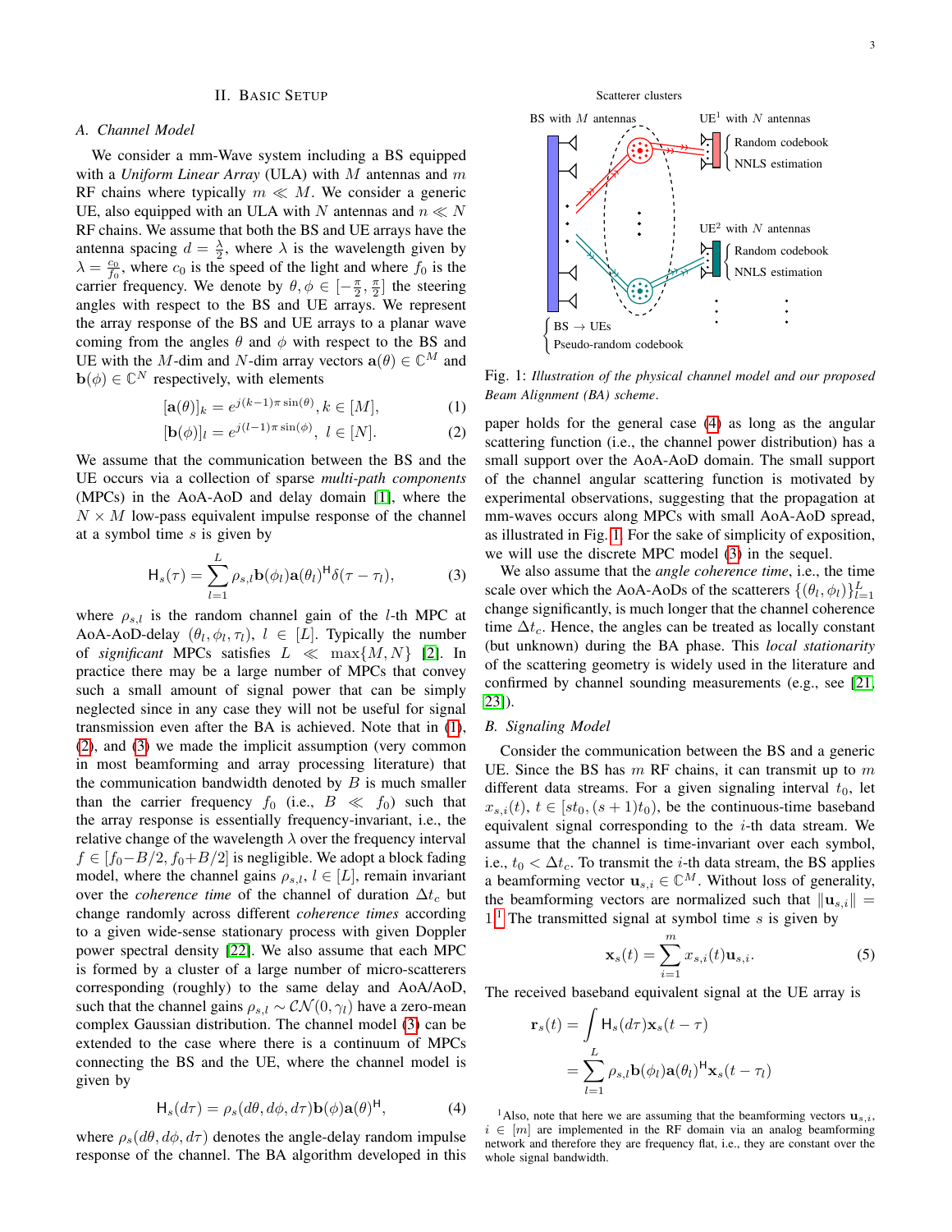## II. Basic Setup

### A. Channel Model

We consider a mm-Wave system including a BS equipped with a *Uniform Linear Array* (ULA) with $M$ antennas and $m$ RF chains where typically $m \ll M$. We consider a generic UE, also equipped with an ULA with $N$ antennas and $n \ll N$ RF chains. We assume that both the BS and UE arrays have the antenna spacing $d = \frac{\lambda}{2}$, where $\lambda$ is the wavelength given by $\lambda = \frac{c_0}{f_0}$, where $c_0$ is the speed of the light and where $f_0$ is the carrier frequency. We denote by $\theta, \phi \in [-\frac{\pi}{2}, \frac{\pi}{2}]$ the steering angles with respect to the BS and UE arrays. We represent the array response of the BS and UE arrays to a planar wave coming from the angles $\theta$ and $\phi$ with respect to the BS and UE with the $M$-dim and $N$-dim array vectors $\mathbf{a}(\theta) \in \mathbb{C}^M$ and $\mathbf{b}(\phi) \in \mathbb{C}^N$ respectively, with elements

$$[\mathbf{a}(\theta)]_k = e^{j(k-1)\pi \sin(\theta)}, k \in [M], \tag{1}$$

$$[\mathbf{b}(\phi)]_l = e^{j(l-1)\pi \sin(\phi)}, \ l \in [N]. \tag{2}$$

We assume that the communication between the BS and the UE occurs via a collection of sparse *multi-path components* (MPCs) in the AoA-AoD and delay domain [1], where the $N \times M$ low-pass equivalent impulse response of the channel at a symbol time $s$ is given by

$$\mathsf{H}_s(\tau) = \sum_{l=1}^{L} \rho_{s,l} \mathbf{b}(\phi_l) \mathbf{a}(\theta_l)^{\mathsf{H}} \delta(\tau - \tau_l), \tag{3}$$

where $\rho_{s,l}$ is the random channel gain of the $l$-th MPC at AoA-AoD-delay $(\theta_l, \phi_l, \tau_l)$, $l \in [L]$. Typically the number of *significant* MPCs satisfies $L \ll \max\{M, N\}$ [2]. In practice there may be a large number of MPCs that convey such a small amount of signal power that can be simply neglected since in any case they will not be useful for signal transmission even after the BA is achieved. Note that in (1), (2), and (3) we made the implicit assumption (very common in most beamforming and array processing literature) that the communication bandwidth denoted by $B$ is much smaller than the carrier frequency $f_0$ (i.e., $B \ll f_0$) such that the array response is essentially frequency-invariant, i.e., the relative change of the wavelength $\lambda$ over the frequency interval $f \in [f_0 - B/2, f_0 + B/2]$ is negligible. We adopt a block fading model, where the channel gains $\rho_{s,l}$, $l \in [L]$, remain invariant over the *coherence time* of the channel of duration $\Delta t_c$ but change randomly across different *coherence times* according to a given wide-sense stationary process with given Doppler power spectral density [22]. We also assume that each MPC is formed by a cluster of a large number of micro-scatterers corresponding (roughly) to the same delay and AoA/AoD, such that the channel gains $\rho_{s,l} \sim \mathcal{CN}(0, \gamma_l)$ have a zero-mean complex Gaussian distribution. The channel model (3) can be extended to the case where there is a continuum of MPCs connecting the BS and the UE, where the channel model is given by

$$\mathsf{H}_s(d\tau) = \rho_s(d\theta, d\phi, d\tau) \mathbf{b}(\phi) \mathbf{a}(\theta)^{\mathsf{H}}, \tag{4}$$

where $\rho_s(d\theta, d\phi, d\tau)$ denotes the angle-delay random impulse response of the channel. The BA algorithm developed in this paper holds for the general case (4) as long as the angular scattering function (i.e., the channel power distribution) has a small support over the AoA-AoD domain. The small support of the channel angular scattering function is motivated by experimental observations, suggesting that the propagation at mm-waves occurs along MPCs with small AoA-AoD spread, as illustrated in Fig. 1. For the sake of simplicity of exposition, we will use the discrete MPC model (3) in the sequel.

Fig. 1: *Illustration of the physical channel model and our proposed Beam Alignment (BA) scheme.*

We also assume that the *angle coherence time*, i.e., the time scale over which the AoA-AoDs of the scatterers $\{(\theta_l, \phi_l)\}_{l=1}^{L}$ change significantly, is much longer that the channel coherence time $\Delta t_c$. Hence, the angles can be treated as locally constant (but unknown) during the BA phase. This *local stationarity* of the scattering geometry is widely used in the literature and confirmed by channel sounding measurements (e.g., see [21], [23]).

### B. Signaling Model

Consider the communication between the BS and a generic UE. Since the BS has $m$ RF chains, it can transmit up to $m$ different data streams. For a given signaling interval $t_0$, let $x_{s,i}(t)$, $t \in [st_0, (s+1)t_0)$, be the continuous-time baseband equivalent signal corresponding to the $i$-th data stream. We assume that the channel is time-invariant over each symbol, i.e., $t_0 < \Delta t_c$. To transmit the $i$-th data stream, the BS applies a beamforming vector $\mathbf{u}_{s,i} \in \mathbb{C}^M$. Without loss of generality, the beamforming vectors are normalized such that $\|\mathbf{u}_{s,i}\| = 1$.[1] The transmitted signal at symbol time $s$ is given by

$$\mathbf{x}_s(t) = \sum_{i=1}^{m} x_{s,i}(t) \mathbf{u}_{s,i}. \tag{5}$$

The received baseband equivalent signal at the UE array is

$$\begin{aligned} \mathbf{r}_s(t) &= \int \mathsf{H}_s(d\tau) \mathbf{x}_s(t - \tau) \\ &= \sum_{l=1}^{L} \rho_{s,l} \mathbf{b}(\phi_l) \mathbf{a}(\theta_l)^{\mathsf{H}} \mathbf{x}_s(t - \tau_l) \end{aligned}$$

[1] Also, note that here we are assuming that the beamforming vectors $\mathbf{u}_{s,i}$, $i \in [m]$ are implemented in the RF domain via an analog beamforming network and therefore they are frequency flat, i.e., they are constant over the whole signal bandwidth.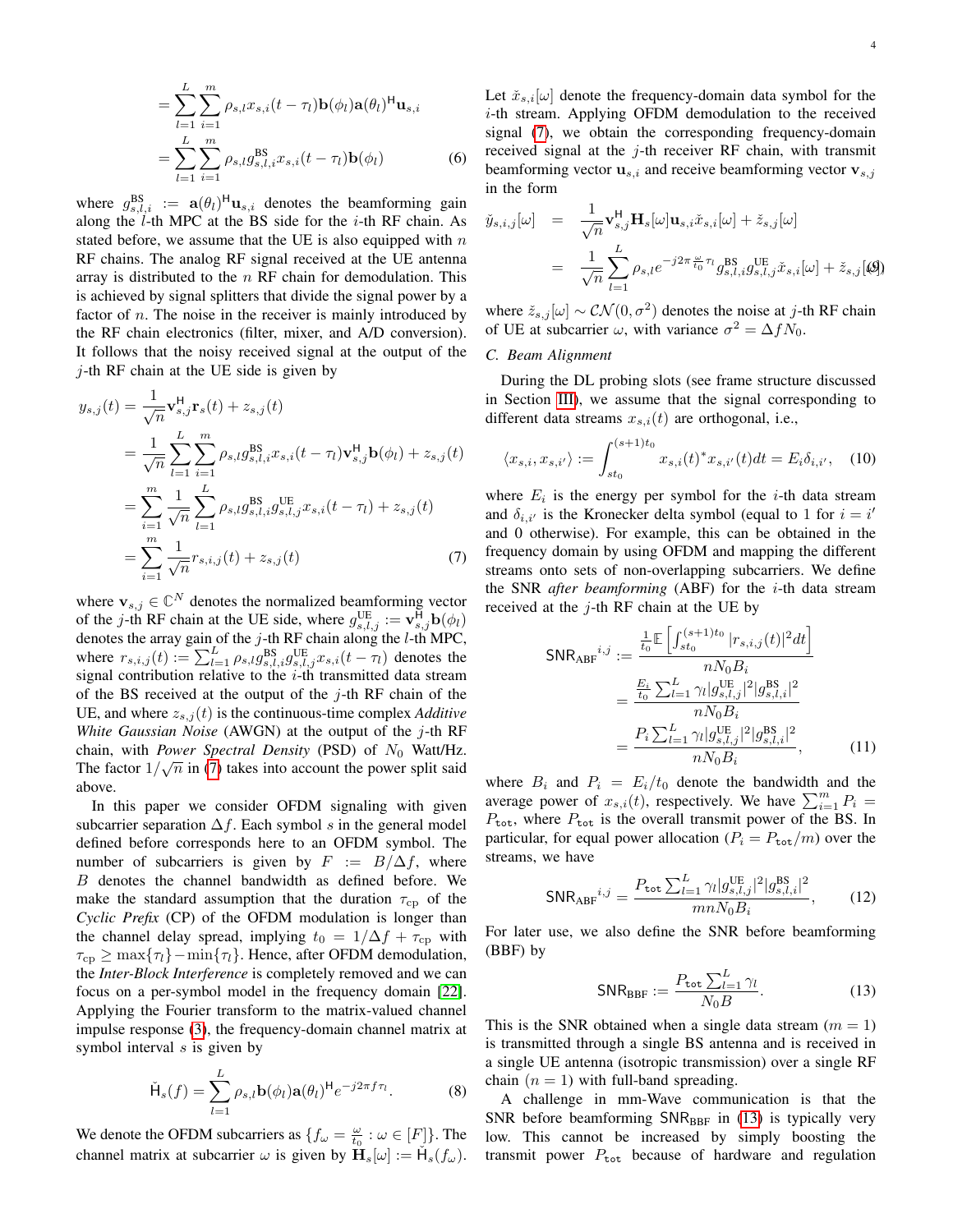$$= \sum_{l=1}^{L} \sum_{i=1}^{m} \rho_{s,l} x_{s,i}(t - \tau_l) \mathbf{b}(\phi_l) \mathbf{a}(\theta_l)^{\mathsf{H}} \mathbf{u}_{s,i}$$

$$= \sum_{l=1}^{L} \sum_{i=1}^{m} \rho_{s,l} g^{\text{BS}}_{s,l,i} x_{s,i}(t - \tau_l) \mathbf{b}(\phi_l) \tag{6}$$

where $g^{\text{BS}}_{s,l,i} := \mathbf{a}(\theta_l)^{\mathsf{H}} \mathbf{u}_{s,i}$ denotes the beamforming gain along the $l$-th MPC at the BS side for the $i$-th RF chain. As stated before, we assume that the UE is also equipped with $n$ RF chains. The analog RF signal received at the UE antenna array is distributed to the $n$ RF chain for demodulation. This is achieved by signal splitters that divide the signal power by a factor of $n$. The noise in the receiver is mainly introduced by the RF chain electronics (filter, mixer, and A/D conversion). It follows that the noisy received signal at the output of the $j$-th RF chain at the UE side is given by

$$\begin{aligned}
y_{s,j}(t) &= \frac{1}{\sqrt{n}} \mathbf{v}_{s,j}^{\mathsf{H}} \mathbf{r}_s(t) + z_{s,j}(t) \\
&= \frac{1}{\sqrt{n}} \sum_{l=1}^{L} \sum_{i=1}^{m} \rho_{s,l} g^{\text{BS}}_{s,l,i} x_{s,i}(t - \tau_l) \mathbf{v}_{s,j}^{\mathsf{H}} \mathbf{b}(\phi_l) + z_{s,j}(t) \\
&= \sum_{i=1}^{m} \frac{1}{\sqrt{n}} \sum_{l=1}^{L} \rho_{s,l} g^{\text{BS}}_{s,l,i} g^{\text{UE}}_{s,l,j} x_{s,i}(t - \tau_l) + z_{s,j}(t) \\
&= \sum_{i=1}^{m} \frac{1}{\sqrt{n}} r_{s,i,j}(t) + z_{s,j}(t)
\end{aligned} \tag{7}$$

where $\mathbf{v}_{s,j} \in \mathbb{C}^N$ denotes the normalized beamforming vector of the $j$-th RF chain at the UE side, where $g^{\text{UE}}_{s,l,j} := \mathbf{v}_{s,j}^{\mathsf{H}} \mathbf{b}(\phi_l)$ denotes the array gain of the $j$-th RF chain along the $l$-th MPC, where $r_{s,i,j}(t) := \sum_{l=1}^{L} \rho_{s,l} g^{\text{BS}}_{s,l,i} g^{\text{UE}}_{s,l,j} x_{s,i}(t - \tau_l)$ denotes the signal contribution relative to the $i$-th transmitted data stream of the BS received at the output of the $j$-th RF chain of the UE, and where $z_{s,j}(t)$ is the continuous-time complex *Additive White Gaussian Noise* (AWGN) at the output of the $j$-th RF chain, with *Power Spectral Density* (PSD) of $N_0$ Watt/Hz. The factor $1/\sqrt{n}$ in (7) takes into account the power split said above.

In this paper we consider OFDM signaling with given subcarrier separation $\Delta f$. Each symbol $s$ in the general model defined before corresponds here to an OFDM symbol. The number of subcarriers is given by $F := B/\Delta f$, where $B$ denotes the channel bandwidth as defined before. We make the standard assumption that the duration $\tau_{\text{cp}}$ of the *Cyclic Prefix* (CP) of the OFDM modulation is longer than the channel delay spread, implying $t_0 = 1/\Delta f + \tau_{\text{cp}}$ with $\tau_{\text{cp}} \geq \max\{\tau_l\} - \min\{\tau_l\}$. Hence, after OFDM demodulation, the *Inter-Block Interference* is completely removed and we can focus on a per-symbol model in the frequency domain [22]. Applying the Fourier transform to the matrix-valued channel impulse response (3), the frequency-domain channel matrix at symbol interval $s$ is given by

$$\check{\mathsf{H}}_s(f) = \sum_{l=1}^{L} \rho_{s,l} \mathbf{b}(\phi_l) \mathbf{a}(\theta_l)^{\mathsf{H}} e^{-j2\pi f \tau_l}. \tag{8}$$

We denote the OFDM subcarriers as $\{f_\omega = \frac{\omega}{t_0} : \omega \in [F]\}$. The channel matrix at subcarrier $\omega$ is given by $\mathbf{H}_s[\omega] := \check{\mathsf{H}}_s(f_\omega)$.

Let $\check{x}_{s,i}[\omega]$ denote the frequency-domain data symbol for the $i$-th stream. Applying OFDM demodulation to the received signal (7), we obtain the corresponding frequency-domain received signal at the $j$-th receiver RF chain, with transmit beamforming vector $\mathbf{u}_{s,i}$ and receive beamforming vector $\mathbf{v}_{s,j}$ in the form

$$\begin{aligned}
\check{y}_{s,i,j}[\omega] &= \frac{1}{\sqrt{n}} \mathbf{v}_{s,j}^{\mathsf{H}} \mathbf{H}_s[\omega] \mathbf{u}_{s,i} \check{x}_{s,i}[\omega] + \check{z}_{s,j}[\omega] \\
&= \frac{1}{\sqrt{n}} \sum_{l=1}^{L} \rho_{s,l} e^{-j2\pi \frac{\omega}{t_0} \tau_l} g^{\text{BS}}_{s,l,i} g^{\text{UE}}_{s,l,j} \check{x}_{s,i}[\omega] + \check{z}_{s,j}[\omega]
\end{aligned} \tag{9}$$

where $\check{z}_{s,j}[\omega] \sim \mathcal{CN}(0, \sigma^2)$ denotes the noise at $j$-th RF chain of UE at subcarrier $\omega$, with variance $\sigma^2 = \Delta f N_0$.

### C. Beam Alignment

During the DL probing slots (see frame structure discussed in Section III), we assume that the signal corresponding to different data streams $x_{s,i}(t)$ are orthogonal, i.e.,

$$\langle x_{s,i}, x_{s,i'} \rangle := \int_{st_0}^{(s+1)t_0} x_{s,i}(t)^* x_{s,i'}(t) dt = E_i \delta_{i,i'}, \tag{10}$$

where $E_i$ is the energy per symbol for the $i$-th data stream and $\delta_{i,i'}$ is the Kronecker delta symbol (equal to 1 for $i = i'$ and 0 otherwise). For example, this can be obtained in the frequency domain by using OFDM and mapping the different streams onto sets of non-overlapping subcarriers. We define the SNR *after beamforming* (ABF) for the $i$-th data stream received at the $j$-th RF chain at the UE by

$$\begin{aligned}
\mathsf{SNR}_{\text{ABF}}^{i,j} &:= \frac{\frac{1}{t_0} \mathbb{E}\left[\int_{st_0}^{(s+1)t_0} |r_{s,i,j}(t)|^2 dt\right]}{n N_0 B_i} \\
&= \frac{\frac{E_i}{t_0} \sum_{l=1}^{L} \gamma_l |g^{\text{UE}}_{s,l,j}|^2 |g^{\text{BS}}_{s,l,i}|^2}{n N_0 B_i} \\
&= \frac{P_i \sum_{l=1}^{L} \gamma_l |g^{\text{UE}}_{s,l,j}|^2 |g^{\text{BS}}_{s,l,i}|^2}{n N_0 B_i},
\end{aligned} \tag{11}$$

where $B_i$ and $P_i = E_i/t_0$ denote the bandwidth and the average power of $x_{s,i}(t)$, respectively. We have $\sum_{i=1}^{m} P_i = P_{\mathtt{tot}}$, where $P_{\mathtt{tot}}$ is the overall transmit power of the BS. In particular, for equal power allocation ($P_i = P_{\mathtt{tot}}/m$) over the streams, we have

$$\mathsf{SNR}_{\text{ABF}}^{i,j} = \frac{P_{\mathtt{tot}} \sum_{l=1}^{L} \gamma_l |g^{\text{UE}}_{s,l,j}|^2 |g^{\text{BS}}_{s,l,i}|^2}{m n N_0 B_i}, \tag{12}$$

For later use, we also define the SNR before beamforming (BBF) by

$$\mathsf{SNR}_{\text{BBF}} := \frac{P_{\mathtt{tot}} \sum_{l=1}^{L} \gamma_l}{N_0 B}. \tag{13}$$

This is the SNR obtained when a single data stream ($m = 1$) is transmitted through a single BS antenna and is received in a single UE antenna (isotropic transmission) over a single RF chain ($n = 1$) with full-band spreading.

A challenge in mm-Wave communication is that the SNR before beamforming $\mathsf{SNR}_{\text{BBF}}$ in (13) is typically very low. This cannot be increased by simply boosting the transmit power $P_{\mathtt{tot}}$ because of hardware and regulation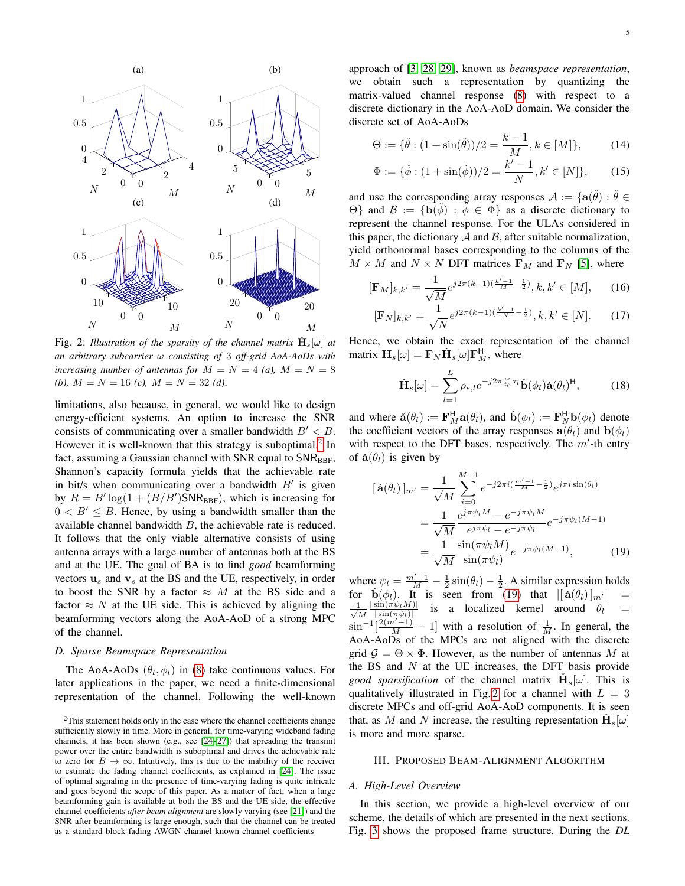Fig. 2: *Illustration of the sparsity of the channel matrix $\check{\mathbf{H}}_s[\omega]$ at an arbitrary subcarrier $\omega$ consisting of 3 off-grid AoA-AoDs with increasing number of antennas for $M = N = 4$ (a), $M = N = 8$ (b), $M = N = 16$ (c), $M = N = 32$ (d).*

limitations, also because, in general, we would like to design energy-efficient systems. An option to increase the SNR consists of communicating over a smaller bandwidth $B' < B$. However it is well-known that this strategy is suboptimal.[2] In fact, assuming a Gaussian channel with SNR equal to $\mathsf{SNR}_{\mathrm{BBF}}$, Shannon's capacity formula yields that the achievable rate in bit/s when communicating over a bandwidth $B'$ is given by $R = B' \log(1 + (B/B')\mathsf{SNR}_{\mathrm{BBF}})$, which is increasing for $0 < B' \leq B$. Hence, by using a bandwidth smaller than the available channel bandwidth $B$, the achievable rate is reduced. It follows that the only viable alternative consists of using antenna arrays with a large number of antennas both at the BS and at the UE. The goal of BA is to find *good* beamforming vectors $\mathbf{u}_s$ and $\mathbf{v}_s$ at the BS and the UE, respectively, in order to boost the SNR by a factor $\approx M$ at the BS side and a factor $\approx N$ at the UE side. This is achieved by aligning the beamforming vectors along the AoA-AoD of a strong MPC of the channel.

### D. Sparse Beamspace Representation

The AoA-AoDs $(\theta_l, \phi_l)$ in (8) take continuous values. For later applications in the paper, we need a finite-dimensional representation of the channel. Following the well-known approach of [3], [28], [29], known as *beamspace representation*, we obtain such a representation by quantizing the matrix-valued channel response (8) with respect to a discrete dictionary in the AoA-AoD domain. We consider the discrete set of AoA-AoDs

$$\Theta := \{\check{\theta} : (1 + \sin(\check{\theta}))/2 = \frac{k-1}{M}, k \in [M]\}, \tag{14}$$

$$\Phi := \{\check{\phi} : (1 + \sin(\check{\phi}))/2 = \frac{k'-1}{N}, k' \in [N]\}, \tag{15}$$

and use the corresponding array responses $\mathcal{A} := \{\mathbf{a}(\check{\theta}) : \check{\theta} \in \Theta\}$ and $\mathcal{B} := \{\mathbf{b}(\check{\phi}) : \check{\phi} \in \Phi\}$ as a discrete dictionary to represent the channel response. For the ULAs considered in this paper, the dictionary $\mathcal{A}$ and $\mathcal{B}$, after suitable normalization, yield orthonormal bases corresponding to the columns of the $M \times M$ and $N \times N$ DFT matrices $\mathbf{F}_M$ and $\mathbf{F}_N$ [5], where

$$[\mathbf{F}_M]_{k,k'} = \frac{1}{\sqrt{M}} e^{j2\pi(k-1)(\frac{k'-1}{M} - \frac{1}{2})}, k, k' \in [M], \tag{16}$$

$$[\mathbf{F}_N]_{k,k'} = \frac{1}{\sqrt{N}} e^{j2\pi(k-1)(\frac{k'-1}{N} - \frac{1}{2})}, k, k' \in [N]. \tag{17}$$

Hence, we obtain the exact representation of the channel matrix $\mathbf{H}_s[\omega] = \mathbf{F}_N \check{\mathbf{H}}_s[\omega] \mathbf{F}_M^{\mathsf{H}}$, where

$$\check{\mathbf{H}}_s[\omega] = \sum_{l=1}^{L} \rho_{s,l} e^{-j2\pi \frac{\omega}{t_0} \tau_l} \check{\mathbf{b}}(\phi_l) \check{\mathbf{a}}(\theta_l)^{\mathsf{H}}, \tag{18}$$

and where $\check{\mathbf{a}}(\theta_l) := \mathbf{F}_M^{\mathsf{H}} \mathbf{a}(\theta_l)$, and $\check{\mathbf{b}}(\phi_l) := \mathbf{F}_N^{\mathsf{H}} \mathbf{b}(\phi_l)$ denote the coefficient vectors of the array responses $\mathbf{a}(\theta_l)$ and $\mathbf{b}(\phi_l)$ with respect to the DFT bases, respectively. The $m'$-th entry of $\check{\mathbf{a}}(\theta_l)$ is given by

$$\begin{aligned}
[\,\check{\mathbf{a}}(\theta_l)\,]_{m'} &= \frac{1}{\sqrt{M}} \sum_{i=0}^{M-1} e^{-j2\pi i(\frac{m'-1}{M} - \frac{1}{2})} e^{j\pi i \sin(\theta_l)} \\
&= \frac{1}{\sqrt{M}} \frac{e^{j\pi\psi_l M} - e^{-j\pi\psi_l M}}{e^{j\pi\psi_l} - e^{-j\pi\psi_l}} e^{-j\pi\psi_l(M-1)} \\
&= \frac{1}{\sqrt{M}} \frac{\sin(\pi\psi_l M)}{\sin(\pi\psi_l)} e^{-j\pi\psi_l(M-1)},
\end{aligned} \tag{19}$$

where $\psi_l = \frac{m'-1}{M} - \frac{1}{2}\sin(\theta_l) - \frac{1}{2}$. A similar expression holds for $\check{\mathbf{b}}(\phi_l)$. It is seen from (19) that $|[\,\check{\mathbf{a}}(\theta_l)\,]_{m'}| = \frac{1}{\sqrt{M}} \frac{|\sin(\pi\psi_l M)|}{|\sin(\pi\psi_l)|}$ is a localized kernel around $\theta_l = \sin^{-1}[\frac{2(m'-1)}{M} - 1]$ with a resolution of $\frac{1}{M}$. In general, the AoA-AoDs of the MPCs are not aligned with the discrete grid $\mathcal{G} = \Theta \times \Phi$. However, as the number of antennas $M$ at the BS and $N$ at the UE increases, the DFT basis provide *good sparsification* of the channel matrix $\check{\mathbf{H}}_s[\omega]$. This is qualitatively illustrated in Fig. 2 for a channel with $L = 3$ discrete MPCs and off-grid AoA-AoD components. It is seen that, as $M$ and $N$ increase, the resulting representation $\check{\mathbf{H}}_s[\omega]$ is more and more sparse.

## III. Proposed Beam-Alignment Algorithm

### A. High-Level Overview

In this section, we provide a high-level overview of our scheme, the details of which are presented in the next sections. Fig. 3 shows the proposed frame structure. During the *DL*

[2] This statement holds only in the case where the channel coefficients change sufficiently slowly in time. More in general, for time-varying wideband fading channels, it has been shown (e.g., see [24]–[27]) that spreading the transmit power over the entire bandwidth is suboptimal and drives the achievable rate to zero for $B \to \infty$. Intuitively, this is due to the inability of the receiver to estimate the fading channel coefficients, as explained in [24]. The issue of optimal signaling in the presence of time-varying fading is quite intricate and goes beyond the scope of this paper. As a matter of fact, when a large beamforming gain is available at both the BS and the UE side, the effective channel coefficients *after beam alignment* are slowly varying (see [21]) and the SNR after beamforming is large enough, such that the channel can be treated as a standard block-fading AWGN channel known channel coefficients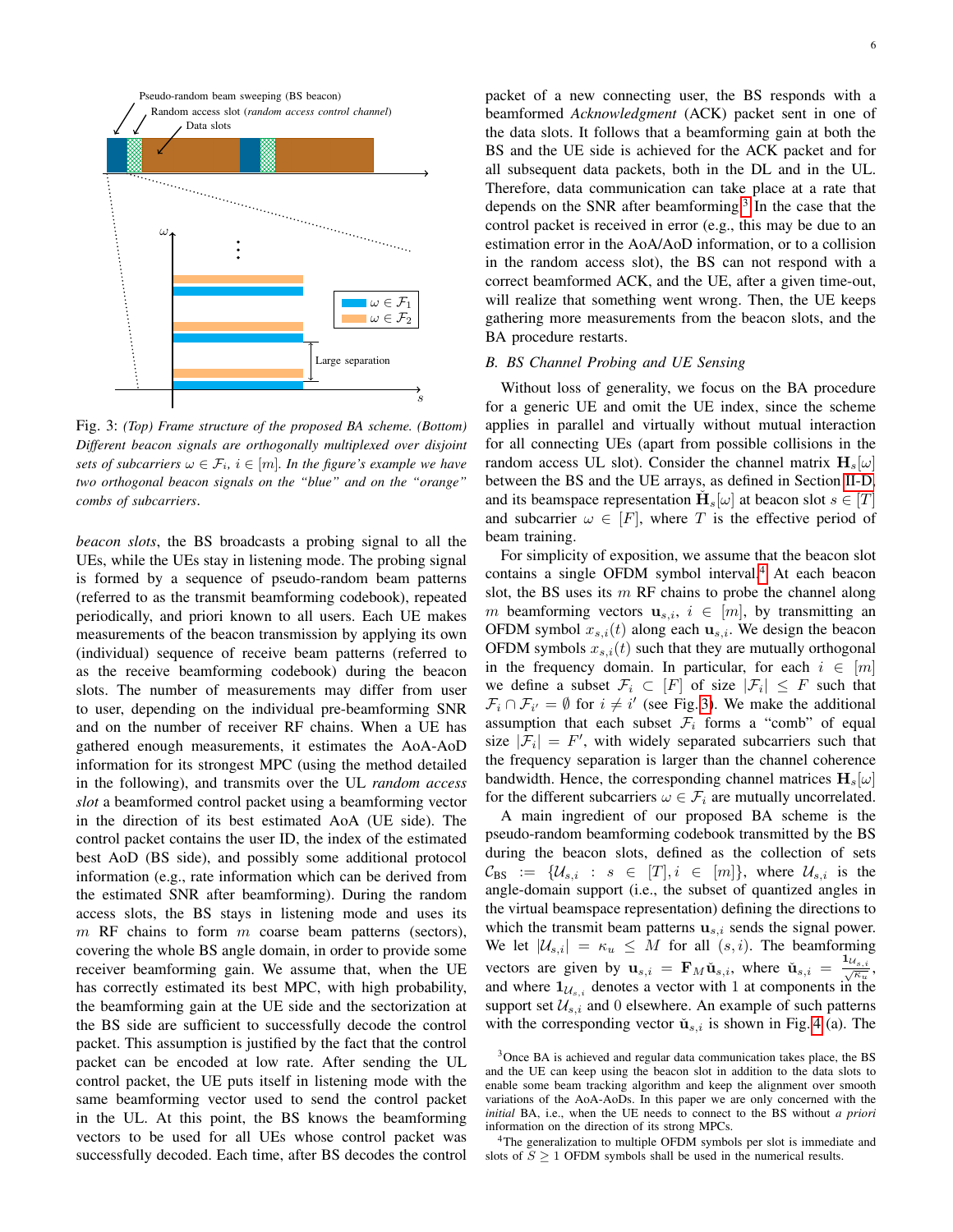Fig. 3: *(Top) Frame structure of the proposed BA scheme. (Bottom) Different beacon signals are orthogonally multiplexed over disjoint sets of subcarriers $\omega \in \mathcal{F}_i$, $i \in [m]$. In the figure's example we have two orthogonal beacon signals on the "blue" and on the "orange" combs of subcarriers.*

*beacon slots*, the BS broadcasts a probing signal to all the UEs, while the UEs stay in listening mode. The probing signal is formed by a sequence of pseudo-random beam patterns (referred to as the transmit beamforming codebook), repeated periodically, and priori known to all users. Each UE makes measurements of the beacon transmission by applying its own (individual) sequence of receive beam patterns (referred to as the receive beamforming codebook) during the beacon slots. The number of measurements may differ from user to user, depending on the individual pre-beamforming SNR and on the number of receiver RF chains. When a UE has gathered enough measurements, it estimates the AoA-AoD information for its strongest MPC (using the method detailed in the following), and transmits over the UL *random access slot* a beamformed control packet using a beamforming vector in the direction of its best estimated AoA (UE side). The control packet contains the user ID, the index of the estimated best AoD (BS side), and possibly some additional protocol information (e.g., rate information which can be derived from the estimated SNR after beamforming). During the random access slots, the BS stays in listening mode and uses its $m$ RF chains to form $m$ coarse beam patterns (sectors), covering the whole BS angle domain, in order to provide some receiver beamforming gain. We assume that, when the UE has correctly estimated its best MPC, with high probability, the beamforming gain at the UE side and the sectorization at the BS side are sufficient to successfully decode the control packet. This assumption is justified by the fact that the control packet can be encoded at low rate. After sending the UL control packet, the UE puts itself in listening mode with the same beamforming vector used to send the control packet in the UL. At this point, the BS knows the beamforming vectors to be used for all UEs whose control packet was successfully decoded. Each time, after BS decodes the control packet of a new connecting user, the BS responds with a beamformed *Acknowledgment* (ACK) packet sent in one of the data slots. It follows that a beamforming gain at both the BS and the UE side is achieved for the ACK packet and for all subsequent data packets, both in the DL and in the UL. Therefore, data communication can take place at a rate that depends on the SNR after beamforming.[3] In the case that the control packet is received in error (e.g., this may be due to an estimation error in the AoA/AoD information, or to a collision in the random access slot), the BS can not respond with a correct beamformed ACK, and the UE, after a given time-out, will realize that something went wrong. Then, the UE keeps gathering more measurements from the beacon slots, and the BA procedure restarts.

### B. BS Channel Probing and UE Sensing

Without loss of generality, we focus on the BA procedure for a generic UE and omit the UE index, since the scheme applies in parallel and virtually without mutual interaction for all connecting UEs (apart from possible collisions in the random access UL slot). Consider the channel matrix $\mathbf{H}_s[\omega]$ between the BS and the UE arrays, as defined in Section II-D, and its beamspace representation $\check{\mathbf{H}}_s[\omega]$ at beacon slot $s \in [T]$ and subcarrier $\omega \in [F]$, where $T$ is the effective period of beam training.

For simplicity of exposition, we assume that the beacon slot contains a single OFDM symbol interval.[4] At each beacon slot, the BS uses its $m$ RF chains to probe the channel along $m$ beamforming vectors $\mathbf{u}_{s,i}$, $i \in [m]$, by transmitting an OFDM symbol $x_{s,i}(t)$ along each $\mathbf{u}_{s,i}$. We design the beacon OFDM symbols $x_{s,i}(t)$ such that they are mutually orthogonal in the frequency domain. In particular, for each $i \in [m]$ we define a subset $\mathcal{F}_i \subset [F]$ of size $|\mathcal{F}_i| \leq F$ such that $\mathcal{F}_i \cap \mathcal{F}_{i'} = \emptyset$ for $i \neq i'$ (see Fig. 3). We make the additional assumption that each subset $\mathcal{F}_i$ forms a "comb" of equal size $|\mathcal{F}_i| = F'$, with widely separated subcarriers such that the frequency separation is larger than the channel coherence bandwidth. Hence, the corresponding channel matrices $\mathbf{H}_s[\omega]$ for the different subcarriers $\omega \in \mathcal{F}_i$ are mutually uncorrelated.

A main ingredient of our proposed BA scheme is the pseudo-random beamforming codebook transmitted by the BS during the beacon slots, defined as the collection of sets $\mathcal{C}_{\text{BS}} := \{\mathcal{U}_{s,i} : s \in [T], i \in [m]\}$, where $\mathcal{U}_{s,i}$ is the angle-domain support (i.e., the subset of quantized angles in the virtual beamspace representation) defining the directions to which the transmit beam patterns $\mathbf{u}_{s,i}$ sends the signal power. We let $|\mathcal{U}_{s,i}| = \kappa_u \leq M$ for all $(s, i)$. The beamforming vectors are given by $\mathbf{u}_{s,i} = \mathbf{F}_M \check{\mathbf{u}}_{s,i}$, where $\check{\mathbf{u}}_{s,i} = \frac{\mathbf{1}_{\mathcal{U}_{s,i}}}{\sqrt{\kappa_u}}$, and where $\mathbf{1}_{\mathcal{U}_{s,i}}$ denotes a vector with 1 at components in the support set $\mathcal{U}_{s,i}$ and 0 elsewhere. An example of such patterns with the corresponding vector $\check{\mathbf{u}}_{s,i}$ is shown in Fig. 4 (a). The

[3] Once BA is achieved and regular data communication takes place, the BS and the UE can keep using the beacon slot in addition to the data slots to enable some beam tracking algorithm and keep the alignment over smooth variations of the AoA-AoDs. In this paper we are only concerned with the *initial* BA, i.e., when the UE needs to connect to the BS without *a priori* information on the direction of its strong MPCs.

[4] The generalization to multiple OFDM symbols per slot is immediate and slots of $S \geq 1$ OFDM symbols shall be used in the numerical results.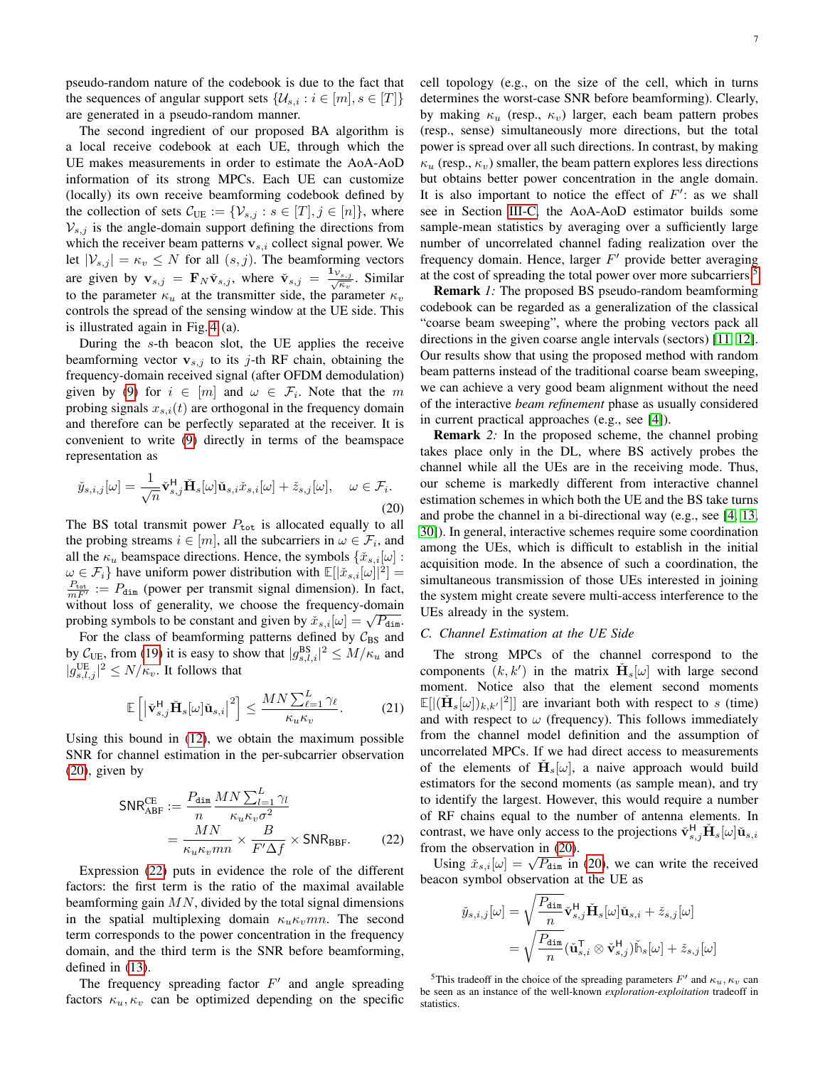pseudo-random nature of the codebook is due to the fact that the sequences of angular support sets $\{\mathcal{U}_{s,i} : i \in [m], s \in [T]\}$ are generated in a pseudo-random manner.

The second ingredient of our proposed BA algorithm is a local receive codebook at each UE, through which the UE makes measurements in order to estimate the AoA-AoD information of its strong MPCs. Each UE can customize (locally) its own receive beamforming codebook defined by the collection of sets $\mathcal{C}_{\rm UE} := \{\mathcal{V}_{s,j} : s \in [T], j \in [n]\}$, where $\mathcal{V}_{s,j}$ is the angle-domain support defining the directions from which the receiver beam patterns $\mathbf{v}_{s,i}$ collect signal power. We let $|\mathcal{V}_{s,j}| = \kappa_v \leq N$ for all $(s, j)$. The beamforming vectors are given by $\mathbf{v}_{s,j} = \mathbf{F}_N \check{\mathbf{v}}_{s,j}$, where $\check{\mathbf{v}}_{s,j} = \frac{\mathbf{1}_{\mathcal{V}_{s,j}}}{\sqrt{\kappa_v}}$. Similar to the parameter $\kappa_u$ at the transmitter side, the parameter $\kappa_v$ controls the spread of the sensing window at the UE side. This is illustrated again in Fig. 4 (a).

During the $s$-th beacon slot, the UE applies the receive beamforming vector $\mathbf{v}_{s,j}$ to its $j$-th RF chain, obtaining the frequency-domain received signal (after OFDM demodulation) given by (9) for $i \in [m]$ and $\omega \in \mathcal{F}_i$. Note that the $m$ probing signals $x_{s,i}(t)$ are orthogonal in the frequency domain and therefore can be perfectly separated at the receiver. It is convenient to write (9) directly in terms of the beamspace representation as

$$\check{y}_{s,i,j}[\omega] = \frac{1}{\sqrt{n}} \check{\mathbf{v}}_{s,j}^{\sf H} \check{\mathbf{H}}_s[\omega] \check{\mathbf{u}}_{s,i} \check{x}_{s,i}[\omega] + \check{z}_{s,j}[\omega], \quad \omega \in \mathcal{F}_i. \tag{20}$$

The BS total transmit power $P_{\tt tot}$ is allocated equally to all the probing streams $i \in [m]$, all the subcarriers in $\omega \in \mathcal{F}_i$, and all the $\kappa_u$ beamspace directions. Hence, the symbols $\{\check{x}_{s,i}[\omega] : \omega \in \mathcal{F}_i\}$ have uniform power distribution with $\mathbb{E}[|\check{x}_{s,i}[\omega]|^2] = \frac{P_{\tt tot}}{mF'} := P_{\tt dim}$ (power per transmit signal dimension). In fact, without loss of generality, we choose the frequency-domain probing symbols to be constant and given by $\check{x}_{s,i}[\omega] = \sqrt{P_{\tt dim}}$.

For the class of beamforming patterns defined by $\mathcal{C}_{\rm BS}$ and by $\mathcal{C}_{\rm UE}$, from (19) it is easy to show that $|g^{\rm BS}_{s,l,i}|^2 \leq M/\kappa_u$ and $|g^{\rm UE}_{s,l,j}|^2 \leq N/\kappa_v$. It follows that

$$\mathbb{E}\left[\left|\check{\mathbf{v}}_{s,j}^{\sf H} \check{\mathbf{H}}_s[\omega] \check{\mathbf{u}}_{s,i}\right|^2\right] \leq \frac{MN \sum_{\ell=1}^{L} \gamma_\ell}{\kappa_u \kappa_v}. \tag{21}$$

Using this bound in (12), we obtain the maximum possible SNR for channel estimation in the per-subcarrier observation (20), given by

$$\begin{aligned}
\mathsf{SNR}^{\rm CE}_{\rm ABF} &:= \frac{P_{\tt dim}}{n} \frac{MN \sum_{l=1}^{L} \gamma_l}{\kappa_u \kappa_v \sigma^2} \\
&= \frac{MN}{\kappa_u \kappa_v mn} \times \frac{B}{F' \Delta f} \times \mathsf{SNR}_{\rm BBF}.
\end{aligned} \tag{22}$$

Expression (22) puts in evidence the role of the different factors: the first term is the ratio of the maximal available beamforming gain $MN$, divided by the total signal dimensions in the spatial multiplexing domain $\kappa_u \kappa_v mn$. The second term corresponds to the power concentration in the frequency domain, and the third term is the SNR before beamforming, defined in (13).

The frequency spreading factor $F'$ and angle spreading factors $\kappa_u, \kappa_v$ can be optimized depending on the specific cell topology (e.g., on the size of the cell, which in turns determines the worst-case SNR before beamforming). Clearly, by making $\kappa_u$ (resp., $\kappa_v$) larger, each beam pattern probes (resp., sense) simultaneously more directions, but the total power is spread over all such directions. In contrast, by making $\kappa_u$ (resp., $\kappa_v$) smaller, the beam pattern explores less directions but obtains better power concentration in the angle domain. It is also important to notice the effect of $F'$: as we shall see in Section III-C, the AoA-AoD estimator builds some sample-mean statistics by averaging over a sufficiently large number of uncorrelated channel fading realization over the frequency domain. Hence, larger $F'$ provide better averaging at the cost of spreading the total power over more subcarriers[5].

**Remark** *1:* The proposed BS pseudo-random beamforming codebook can be regarded as a generalization of the classical "coarse beam sweeping", where the probing vectors pack all directions in the given coarse angle intervals (sectors) [11, 12]. Our results show that using the proposed method with random beam patterns instead of the traditional coarse beam sweeping, we can achieve a very good beam alignment without the need of the interactive *beam refinement* phase as usually considered in current practical approaches (e.g., see [4]).

**Remark** *2:* In the proposed scheme, the channel probing takes place only in the DL, where BS actively probes the channel while all the UEs are in the receiving mode. Thus, our scheme is markedly different from interactive channel estimation schemes in which both the UE and the BS take turns and probe the channel in a bi-directional way (e.g., see [4, 13, 30]). In general, interactive schemes require some coordination among the UEs, which is difficult to establish in the initial acquisition mode. In the absence of such a coordination, the simultaneous transmission of those UEs interested in joining the system might create severe multi-access interference to the UEs already in the system.

### C. Channel Estimation at the UE Side

The strong MPCs of the channel correspond to the components $(k, k')$ in the matrix $\check{\mathbf{H}}_s[\omega]$ with large second moment. Notice also that the element second moments $\mathbb{E}[|(\check{\mathbf{H}}_s[\omega])_{k,k'}|^2]]$ are invariant both with respect to $s$ (time) and with respect to $\omega$ (frequency). This follows immediately from the channel model definition and the assumption of uncorrelated MPCs. If we had direct access to measurements of the elements of $\check{\mathbf{H}}_s[\omega]$, a naive approach would build estimators for the second moments (as sample mean), and try to identify the largest. However, this would require a number of RF chains equal to the number of antenna elements. In contrast, we have only access to the projections $\check{\mathbf{v}}_{s,j}^{\sf H} \check{\mathbf{H}}_s[\omega] \check{\mathbf{u}}_{s,i}$ from the observation in (20).

Using $\check{x}_{s,i}[\omega] = \sqrt{P_{\tt dim}}$ in (20), we can write the received beacon symbol observation at the UE as

$$\begin{aligned}
\check{y}_{s,i,j}[\omega] &= \sqrt{\frac{P_{\tt dim}}{n}} \check{\mathbf{v}}_{s,j}^{\sf H} \check{\mathbf{H}}_s[\omega] \check{\mathbf{u}}_{s,i} + \check{z}_{s,j}[\omega] \\
&= \sqrt{\frac{P_{\tt dim}}{n}} (\check{\mathbf{u}}_{s,i}^{\sf T} \otimes \check{\mathbf{v}}_{s,j}^{\sf H}) \check{\mathbb{h}}_s[\omega] + \check{z}_{s,j}[\omega]
\end{aligned}$$

[5] This tradeoff in the choice of the spreading parameters $F'$ and $\kappa_u, \kappa_v$ can be seen as an instance of the well-known *exploration-exploitation* tradeoff in statistics.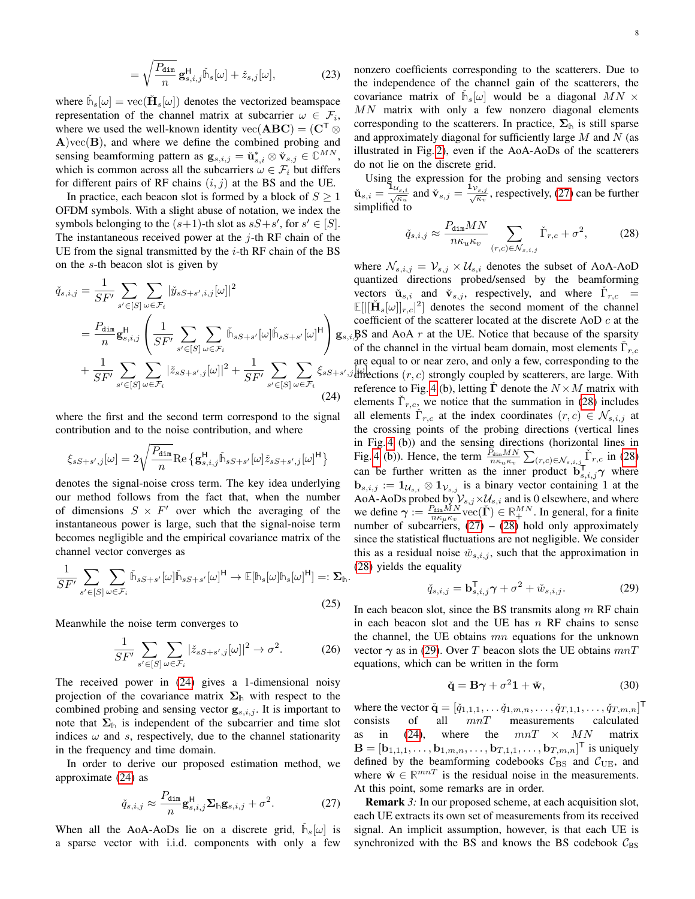$$= \sqrt{\frac{P_{\tt dim}}{n}}\,\mathbf{g}_{s,i,j}^{\sf H}\check{\mathbb{h}}_s[\omega] + \check{z}_{s,j}[\omega], \tag{23}$$

where $\check{\mathbb{h}}_s[\omega] = \text{vec}(\check{\mathbf{H}}_s[\omega])$ denotes the vectorized beamspace representation of the channel matrix at subcarrier $\omega \in \mathcal{F}_i$, where we used the well-known identity $\text{vec}(\mathbf{ABC}) = (\mathbf{C}^{\sf T} \otimes \mathbf{A})\text{vec}(\mathbf{B})$, and where we define the combined probing and sensing beamforming pattern as $\mathbf{g}_{s,i,j} = \check{\mathbf{u}}_{s,i}^* \otimes \check{\mathbf{v}}_{s,j} \in \mathbb{C}^{MN}$, which is common across all the subcarriers $\omega \in \mathcal{F}_i$ but differs for different pairs of RF chains $(i, j)$ at the BS and the UE.

In practice, each beacon slot is formed by a block of $S \geq 1$ OFDM symbols. With a slight abuse of notation, we index the symbols belonging to the $(s+1)$-th slot as $sS+s'$, for $s' \in [S]$. The instantaneous received power at the $j$-th RF chain of the UE from the signal transmitted by the $i$-th RF chain of the BS on the $s$-th beacon slot is given by

$$\begin{aligned}\check{q}_{s,i,j} &= \frac{1}{SF'}\sum_{s'\in[S]}\sum_{\omega\in\mathcal{F}_i}|\check{y}_{sS+s',i,j}[\omega]|^2\\ &= \frac{P_{\tt dim}}{n}\mathbf{g}_{s,i,j}^{\sf H}\left(\frac{1}{SF'}\sum_{s'\in[S]}\sum_{\omega\in\mathcal{F}_i}\check{\mathbb{h}}_{sS+s'}[\omega]\check{\mathbb{h}}_{sS+s'}[\omega]^{\sf H}\right)\mathbf{g}_{s,i,j}\\ &+ \frac{1}{SF'}\sum_{s'\in[S]}\sum_{\omega\in\mathcal{F}_i}|\check{z}_{sS+s',j}[\omega]|^2 + \frac{1}{SF'}\sum_{s'\in[S]}\sum_{\omega\in\mathcal{F}_i}\xi_{sS+s',j}[\omega]\end{aligned} \tag{24}$$

where the first and the second term correspond to the signal contribution and to the noise contribution, and where

$$\xi_{sS+s',j}[\omega] = 2\sqrt{\frac{P_{\tt dim}}{n}}\text{Re}\left\{\mathbf{g}_{s,i,j}^{\sf H}\check{\mathbb{h}}_{sS+s'}[\omega]\check{z}_{sS+s',j}[\omega]^{\sf H}\right\}$$

denotes the signal-noise cross term. The key idea underlying our method follows from the fact that, when the number of dimensions $S \times F'$ over which the averaging of the instantaneous power is large, such that the signal-noise term becomes negligible and the empirical covariance matrix of the channel vector converges as

$$\frac{1}{SF'}\sum_{s'\in[S]}\sum_{\omega\in\mathcal{F}_i}\check{\mathbb{h}}_{sS+s'}[\omega]\check{\mathbb{h}}_{sS+s'}[\omega]^{\sf H} \to \mathbb{E}[\mathbb{h}_s[\omega]\mathbb{h}_s[\omega]^{\sf H}] =: \boldsymbol{\Sigma}_{\mathbb{h}}. \tag{25}$$

Meanwhile the noise term converges to

$$\frac{1}{SF'}\sum_{s'\in[S]}\sum_{\omega\in\mathcal{F}_i}|\check{z}_{sS+s',j}[\omega]|^2 \to \sigma^2. \tag{26}$$

The received power in (24) gives a 1-dimensional noisy projection of the covariance matrix $\boldsymbol{\Sigma}_{\mathbb{h}}$ with respect to the combined probing and sensing vector $\mathbf{g}_{s,i,j}$. It is important to note that $\boldsymbol{\Sigma}_{\mathbb{h}}$ is independent of the subcarrier and time slot indices $\omega$ and $s$, respectively, due to the channel stationarity in the frequency and time domain.

In order to derive our proposed estimation method, we approximate (24) as

$$\check{q}_{s,i,j} \approx \frac{P_{\tt dim}}{n}\mathbf{g}_{s,i,j}^{\sf H}\boldsymbol{\Sigma}_{\mathbb{h}}\mathbf{g}_{s,i,j} + \sigma^2. \tag{27}$$

When all the AoA-AoDs lie on a discrete grid, $\check{\mathbb{h}}_s[\omega]$ is a sparse vector with i.i.d. components with only a few nonzero coefficients corresponding to the scatterers. Due to the independence of the channel gain of the scatterers, the covariance matrix of $\check{\mathbb{h}}_s[\omega]$ would be a diagonal $MN \times MN$ matrix with only a few nonzero diagonal elements corresponding to the scatterers. In practice, $\boldsymbol{\Sigma}_{\mathbb{h}}$ is still sparse and approximately diagonal for sufficiently large $M$ and $N$ (as illustrated in Fig. 2), even if the AoA-AoDs of the scatterers do not lie on the discrete grid.

Using the expression for the probing and sensing vectors $\check{\mathbf{u}}_{s,i} = \frac{\mathbf{1}_{\mathcal{U}_{s,i}}}{\sqrt{\kappa_u}}$ and $\check{\mathbf{v}}_{s,j} = \frac{\mathbf{1}_{\mathcal{V}_{s,j}}}{\sqrt{\kappa_v}}$, respectively, (27) can be further simplified to

$$\check{q}_{s,i,j} \approx \frac{P_{\tt dim}MN}{n\kappa_u\kappa_v}\sum_{(r,c)\in\mathcal{N}_{s,i,j}}\check{\Gamma}_{r,c} + \sigma^2, \tag{28}$$

where $\mathcal{N}_{s,i,j} = \mathcal{V}_{s,j} \times \mathcal{U}_{s,i}$ denotes the subset of AoA-AoD quantized directions probed/sensed by the beamforming vectors $\check{\mathbf{u}}_{s,i}$ and $\check{\mathbf{v}}_{s,j}$, respectively, and where $\check{\Gamma}_{r,c} = \mathbb{E}[|[\check{\mathbf{H}}_s[\omega]]_{r,c}|^2]$ denotes the second moment of the channel coefficient of the scatterer located at the discrete AoD $c$ at the BS and AoA $r$ at the UE. Notice that because of the sparsity of the channel in the virtual beam domain, most elements $\check{\Gamma}_{r,c}$ are equal to or near zero, and only a few, corresponding to the directions $(r, c)$ strongly coupled by scatterers, are large. With reference to Fig. 4 (b), letting $\check{\boldsymbol{\Gamma}}$ denote the $N \times M$ matrix with elements $\check{\Gamma}_{r,c}$, we notice that the summation in (28) includes all elements $\check{\Gamma}_{r,c}$ at the index coordinates $(r, c) \in \mathcal{N}_{s,i,j}$ at the crossing points of the probing directions (vertical lines in Fig. 4 (b)) and the sensing directions (horizontal lines in Fig. 4 (b)). Hence, the term $\frac{P_{\tt dim}MN}{n\kappa_u\kappa_v}\sum_{(r,c)\in\mathcal{N}_{s,i,j}}\check{\Gamma}_{r,c}$ in (28) can be further written as the inner product $\mathbf{b}_{s,i,j}^{\sf T}\boldsymbol{\gamma}$ where $\mathbf{b}_{s,i,j} := \mathbf{1}_{\mathcal{U}_{s,i}} \otimes \mathbf{1}_{\mathcal{V}_{s,j}}$ is a binary vector containing 1 at the AoA-AoDs probed by $\mathcal{V}_{s,j} \times \mathcal{U}_{s,i}$ and is 0 elsewhere, and where we define $\boldsymbol{\gamma} := \frac{P_{\tt dim}MN}{n\kappa_u\kappa_v}\text{vec}(\check{\boldsymbol{\Gamma}}) \in \mathbb{R}_+^{MN}$. In general, for a finite number of subcarriers, (27) – (28) hold only approximately since the statistical fluctuations are not negligible. We consider this as a residual noise $\check{w}_{s,i,j}$, such that the approximation in (28) yields the equality

$$\check{q}_{s,i,j} = \mathbf{b}_{s,i,j}^{\sf T}\boldsymbol{\gamma} + \sigma^2 + \check{w}_{s,i,j}. \tag{29}$$

In each beacon slot, since the BS transmits along $m$ RF chain in each beacon slot and the UE has $n$ RF chains to sense the channel, the UE obtains $mn$ equations for the unknown vector $\boldsymbol{\gamma}$ as in (29). Over $T$ beacon slots the UE obtains $mnT$ equations, which can be written in the form

$$\check{\mathbf{q}} = \mathbf{B}\boldsymbol{\gamma} + \sigma^2\mathbf{1} + \check{\mathbf{w}}, \tag{30}$$

where the vector $\check{\mathbf{q}} = [\check{q}_{1,1,1}, \dots \check{q}_{1,m,n}, \dots, \check{q}_{T,1,1}, \dots, \check{q}_{T,m,n}]^{\sf T}$ consists of all $mnT$ measurements calculated as in (24), where the $mnT \times MN$ matrix $\mathbf{B} = [\mathbf{b}_{1,1,1}, \dots, \mathbf{b}_{1,m,n}, \dots, \mathbf{b}_{T,1,1}, \dots, \mathbf{b}_{T,m,n}]^{\sf T}$ is uniquely defined by the beamforming codebooks $\mathcal{C}_{\text{BS}}$ and $\mathcal{C}_{\text{UE}}$, and where $\check{\mathbf{w}} \in \mathbb{R}^{mnT}$ is the residual noise in the measurements. At this point, some remarks are in order.

**Remark** *3:* In our proposed scheme, at each acquisition slot, each UE extracts its own set of measurements from its received signal. An implicit assumption, however, is that each UE is synchronized with the BS and knows the BS codebook $\mathcal{C}_{\text{BS}}$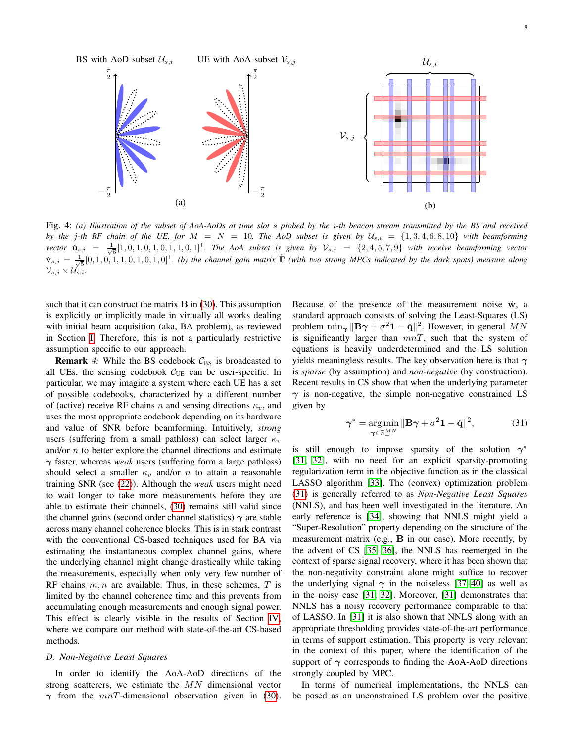BS with AoD subset $\mathcal{U}_{s,i}$ UE with AoA subset $\mathcal{V}_{s,j}$

Fig. 4: *(a) Illustration of the subset of AoA-AoDs at time slot $s$ probed by the $i$-th beacon stream transmitted by the BS and received by the $j$-th RF chain of the UE, for $M = N = 10$. The AoD subset is given by $\mathcal{U}_{s,i} = \{1, 3, 4, 6, 8, 10\}$ with beamforming vector $\check{\mathbf{u}}_{s,i} = \frac{1}{\sqrt{6}}[1, 0, 1, 0, 1, 0, 1, 1, 0, 1]^{\mathsf{T}}$. The AoA subset is given by $\mathcal{V}_{s,j} = \{2, 4, 5, 7, 9\}$ with receive beamforming vector $\check{\mathbf{v}}_{s,j} = \frac{1}{\sqrt{5}}[0, 1, 0, 1, 1, 0, 1, 0, 1, 0]^{\mathsf{T}}$. (b) the channel gain matrix $\check{\mathbf{\Gamma}}$ (with two strong MPCs indicated by the dark spots) measure along $\mathcal{V}_{s,j} \times \mathcal{U}_{s,i}$.*

such that it can construct the matrix $\mathbf{B}$ in (30). This assumption is explicitly or implicitly made in virtually all works dealing with initial beam acquisition (aka, BA problem), as reviewed in Section I. Therefore, this is not a particularly restrictive assumption specific to our approach.

**Remark** *4:* While the BS codebook $\mathcal{C}_{\text{BS}}$ is broadcasted to all UEs, the sensing codebook $\mathcal{C}_{\text{UE}}$ can be user-specific. In particular, we may imagine a system where each UE has a set of possible codebooks, characterized by a different number of (active) receive RF chains $n$ and sensing directions $\kappa_v$, and uses the most appropriate codebook depending on its hardware and value of SNR before beamforming. Intuitively, *strong* users (suffering from a small pathloss) can select larger $\kappa_v$ and/or $n$ to better explore the channel directions and estimate $\boldsymbol{\gamma}$ faster, whereas *weak* users (suffering form a large pathloss) should select a smaller $\kappa_v$ and/or $n$ to attain a reasonable training SNR (see (22)). Although the *weak* users might need to wait longer to take more measurements before they are able to estimate their channels, (30) remains still valid since the channel gains (second order channel statistics) $\boldsymbol{\gamma}$ are stable across many channel coherence blocks. This is in stark contrast with the conventional CS-based techniques used for BA via estimating the instantaneous complex channel gains, where the underlying channel might change drastically while taking the measurements, especially when only very few number of RF chains $m, n$ are available. Thus, in these schemes, $T$ is limited by the channel coherence time and this prevents from accumulating enough measurements and enough signal power. This effect is clearly visible in the results of Section IV, where we compare our method with state-of-the-art CS-based methods.

### *D. Non-Negative Least Squares*

In order to identify the AoA-AoD directions of the strong scatterers, we estimate the $MN$ dimensional vector $\boldsymbol{\gamma}$ from the $mnT$-dimensional observation given in (30). Because of the presence of the measurement noise $\check{\mathbf{w}}$, a standard approach consists of solving the Least-Squares (LS) problem $\min_{\boldsymbol{\gamma}} \|\mathbf{B}\boldsymbol{\gamma} + \sigma^2 \mathbf{1} - \check{\mathbf{q}}\|^2$. However, in general $MN$ is significantly larger than $mnT$, such that the system of equations is heavily underdetermined and the LS solution yields meaningless results. The key observation here is that $\boldsymbol{\gamma}$ is *sparse* (by assumption) and *non-negative* (by construction). Recent results in CS show that when the underlying parameter $\boldsymbol{\gamma}$ is non-negative, the simple non-negative constrained LS given by

$$\boldsymbol{\gamma}^* = \underset{\boldsymbol{\gamma} \in \mathbb{R}_+^{MN}}{\arg\min} \|\mathbf{B}\boldsymbol{\gamma} + \sigma^2 \mathbf{1} - \check{\mathbf{q}}\|^2, \tag{31}$$

is still enough to impose sparsity of the solution $\boldsymbol{\gamma}^*$ [31], [32], with no need for an explicit sparsity-promoting regularization term in the objective function as in the classical LASSO algorithm [33]. The (convex) optimization problem (31) is generally referred to as *Non-Negative Least Squares* (NNLS), and has been well investigated in the literature. An early reference is [34], showing that NNLS might yield a "Super-Resolution" property depending on the structure of the measurement matrix (e.g., $\mathbf{B}$ in our case). More recently, by the advent of CS [35], [36], the NNLS has reemerged in the context of sparse signal recovery, where it has been shown that the non-negativity constraint alone might suffice to recover the underlying signal $\boldsymbol{\gamma}$ in the noiseless [37]–[40] as well as in the noisy case [31], [32]. Moreover, [31] demonstrates that NNLS has a noisy recovery performance comparable to that of LASSO. In [31] it is also shown that NNLS along with an appropriate thresholding provides state-of-the-art performance in terms of support estimation. This property is very relevant in the context of this paper, where the identification of the support of $\boldsymbol{\gamma}$ corresponds to finding the AoA-AoD directions strongly coupled by MPC.

In terms of numerical implementations, the NNLS can be posed as an unconstrained LS problem over the positive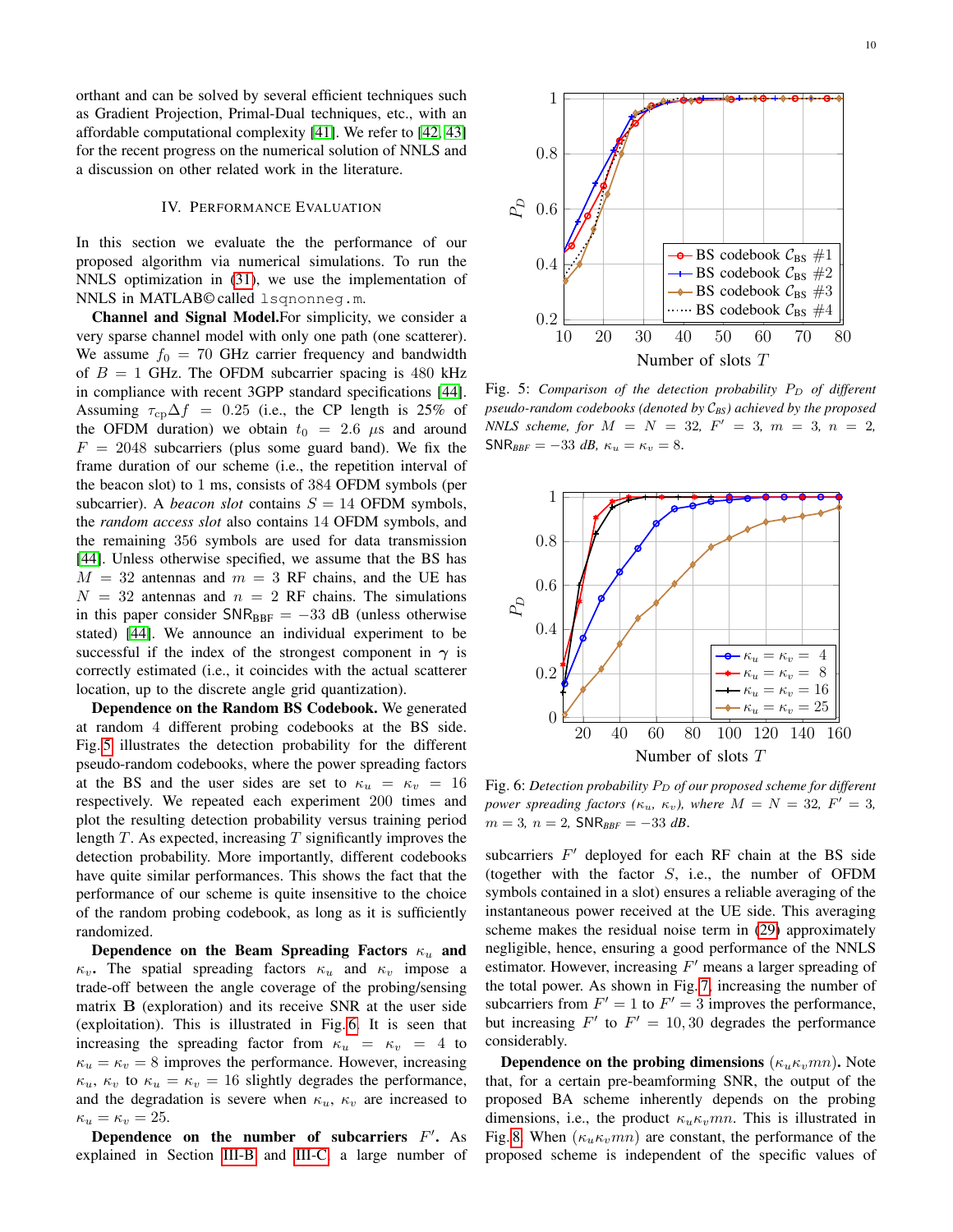orthant and can be solved by several efficient techniques such as Gradient Projection, Primal-Dual techniques, etc., with an affordable computational complexity [41]. We refer to [42, 43] for the recent progress on the numerical solution of NNLS and a discussion on other related work in the literature.

## IV. Performance Evaluation

In this section we evaluate the the performance of our proposed algorithm via numerical simulations. To run the NNLS optimization in (31), we use the implementation of NNLS in MATLAB© called `lsqnonneg.m`.

**Channel and Signal Model.** For simplicity, we consider a very sparse channel model with only one path (one scatterer). We assume $f_0 = 70$ GHz carrier frequency and bandwidth of $B = 1$ GHz. The OFDM subcarrier spacing is 480 kHz in compliance with recent 3GPP standard specifications [44]. Assuming $\tau_{\text{cp}}\Delta f = 0.25$ (i.e., the CP length is 25% of the OFDM duration) we obtain $t_0 = 2.6$ $\mu$s and around $F = 2048$ subcarriers (plus some guard band). We fix the frame duration of our scheme (i.e., the repetition interval of the beacon slot) to 1 ms, consists of 384 OFDM symbols (per subcarrier). A *beacon slot* contains $S = 14$ OFDM symbols, the *random access slot* also contains 14 OFDM symbols, and the remaining 356 symbols are used for data transmission [44]. Unless otherwise specified, we assume that the BS has $M = 32$ antennas and $m = 3$ RF chains, and the UE has $N = 32$ antennas and $n = 2$ RF chains. The simulations in this paper consider $\mathsf{SNR}_{\text{BBF}} = -33$ dB (unless otherwise stated) [44]. We announce an individual experiment to be successful if the index of the strongest component in $\boldsymbol{\gamma}$ is correctly estimated (i.e., it coincides with the actual scatterer location, up to the discrete angle grid quantization).

**Dependence on the Random BS Codebook.** We generated at random 4 different probing codebooks at the BS side. Fig. 5 illustrates the detection probability for the different pseudo-random codebooks, where the power spreading factors at the BS and the user sides are set to $\kappa_u = \kappa_v = 16$ respectively. We repeated each experiment 200 times and plot the resulting detection probability versus training period length $T$. As expected, increasing $T$ significantly improves the detection probability. More importantly, different codebooks have quite similar performances. This shows the fact that the performance of our scheme is quite insensitive to the choice of the random probing codebook, as long as it is sufficiently randomized.

Fig. 5: *Comparison of the detection probability $P_D$ of different pseudo-random codebooks (denoted by $\mathcal{C}_{BS}$) achieved by the proposed NNLS scheme, for $M = N = 32$, $F' = 3$, $m = 3$, $n = 2$, $\mathsf{SNR}_{BBF} = -33$ dB, $\kappa_u = \kappa_v = 8$.*

Fig. 6: *Detection probability $P_D$ of our proposed scheme for different power spreading factors ($\kappa_u$, $\kappa_v$), where $M = N = 32$, $F' = 3$, $m = 3$, $n = 2$, $\mathsf{SNR}_{BBF} = -33$ dB.*

**Dependence on the Beam Spreading Factors $\kappa_u$ and $\kappa_v$.** The spatial spreading factors $\kappa_u$ and $\kappa_v$ impose a trade-off between the angle coverage of the probing/sensing matrix $\mathbf{B}$ (exploration) and its receive SNR at the user side (exploitation). This is illustrated in Fig. 6. It is seen that increasing the spreading factor from $\kappa_u = \kappa_v = 4$ to $\kappa_u = \kappa_v = 8$ improves the performance. However, increasing $\kappa_u$, $\kappa_v$ to $\kappa_u = \kappa_v = 16$ slightly degrades the performance, and the degradation is severe when $\kappa_u$, $\kappa_v$ are increased to $\kappa_u = \kappa_v = 25$.

**Dependence on the number of subcarriers $F'$.** As explained in Section III-B and III-C, a large number of subcarriers $F'$ deployed for each RF chain at the BS side (together with the factor $S$, i.e., the number of OFDM symbols contained in a slot) ensures a reliable averaging of the instantaneous power received at the UE side. This averaging scheme makes the residual noise term in (29) approximately negligible, hence, ensuring a good performance of the NNLS estimator. However, increasing $F'$ means a larger spreading of the total power. As shown in Fig. 7, increasing the number of subcarriers from $F' = 1$ to $F' = 3$ improves the performance, but increasing $F'$ to $F' = 10, 30$ degrades the performance considerably.

**Dependence on the probing dimensions** $(\kappa_u\kappa_v mn)$**.** Note that, for a certain pre-beamforming SNR, the output of the proposed BA scheme inherently depends on the probing dimensions, i.e., the product $\kappa_u\kappa_v mn$. This is illustrated in Fig. 8. When $(\kappa_u\kappa_v mn)$ are constant, the performance of the proposed scheme is independent of the specific values of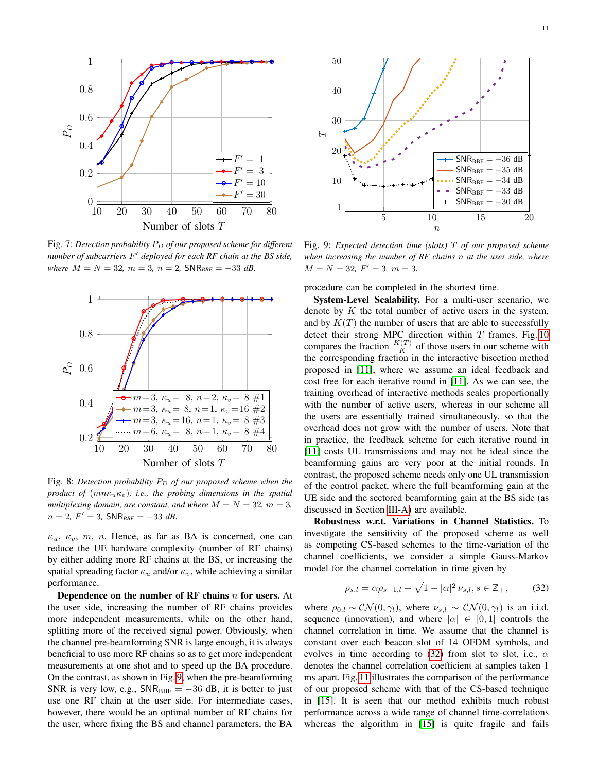Fig. 7: *Detection probability $P_D$ of our proposed scheme for different number of subcarriers $F'$ deployed for each RF chain at the BS side, where $M = N = 32$, $m = 3$, $n = 2$, $\mathsf{SNR}_{BBF} = -33$ dB.*

Fig. 8: *Detection probability $P_D$ of our proposed scheme when the product of $(mn\kappa_u\kappa_v)$, i.e., the probing dimensions in the spatial multiplexing domain, are constant, and where $M = N = 32$, $m = 3$, $n = 2$, $F' = 3$, $\mathsf{SNR}_{BBF} = -33$ dB.*

$\kappa_u$, $\kappa_v$, $m$, $n$. Hence, as far as BA is concerned, one can reduce the UE hardware complexity (number of RF chains) by either adding more RF chains at the BS, or increasing the spatial spreading factor $\kappa_u$ and/or $\kappa_v$, while achieving a similar performance.

**Dependence on the number of RF chains $n$ for users.** At the user side, increasing the number of RF chains provides more independent measurements, while on the other hand, splitting more of the received signal power. Obviously, when the channel pre-beamforming SNR is large enough, it is always beneficial to use more RF chains so as to get more independent measurements at one shot and to speed up the BA procedure. On the contrast, as shown in Fig. 9, when the pre-beamforming SNR is very low, e.g., $\mathsf{SNR}_{\rm BBF} = -36$ dB, it is better to just use one RF chain at the user side. For intermediate cases, however, there would be an optimal number of RF chains for the user, where fixing the BS and channel parameters, the BA procedure can be completed in the shortest time.

Fig. 9: *Expected detection time (slots) $T$ of our proposed scheme when increasing the number of RF chains $n$ at the user side, where $M = N = 32$, $F' = 3$, $m = 3$.*

**System-Level Scalability.** For a multi-user scenario, we denote by $K$ the total number of active users in the system, and by $K(T)$ the number of users that are able to successfully detect their strong MPC direction within $T$ frames. Fig. 10 compares the fraction $\frac{K(T)}{K}$ of those users in our scheme with the corresponding fraction in the interactive bisection method proposed in [11], where we assume an ideal feedback and cost free for each iterative round in [11]. As we can see, the training overhead of interactive methods scales proportionally with the number of active users, whereas in our scheme all the users are essentially trained simultaneously, so that the overhead does not grow with the number of users. Note that in practice, the feedback scheme for each iterative round in [11] costs UL transmissions and may not be ideal since the beamforming gains are very poor at the initial rounds. In contrast, the proposed scheme needs only one UL transmission of the control packet, where the full beamforming gain at the UE side and the sectored beamforming gain at the BS side (as discussed in Section III-A) are available.

**Robustness w.r.t. Variations in Channel Statistics.** To investigate the sensitivity of the proposed scheme as well as competing CS-based schemes to the time-variation of the channel coefficients, we consider a simple Gauss-Markov model for the channel correlation in time given by

$$\rho_{s,l} = \alpha\rho_{s-1,l} + \sqrt{1-|\alpha|^2}\,\nu_{s,l}, s \in \mathbb{Z}_+, \tag{32}$$

where $\rho_{0,l} \sim \mathcal{CN}(0, \gamma_l)$, where $\nu_{s,l} \sim \mathcal{CN}(0, \gamma_l)$ is an i.i.d. sequence (innovation), and where $|\alpha| \in [0, 1]$ controls the channel correlation in time. We assume that the channel is constant over each beacon slot of 14 OFDM symbols, and evolves in time according to (32) from slot to slot, i.e., $\alpha$ denotes the channel correlation coefficient at samples taken 1 ms apart. Fig. 11 illustrates the comparison of the performance of our proposed scheme with that of the CS-based technique in [15]. It is seen that our method exhibits much robust performance across a wide range of channel time-correlations whereas the algorithm in [15] is quite fragile and fails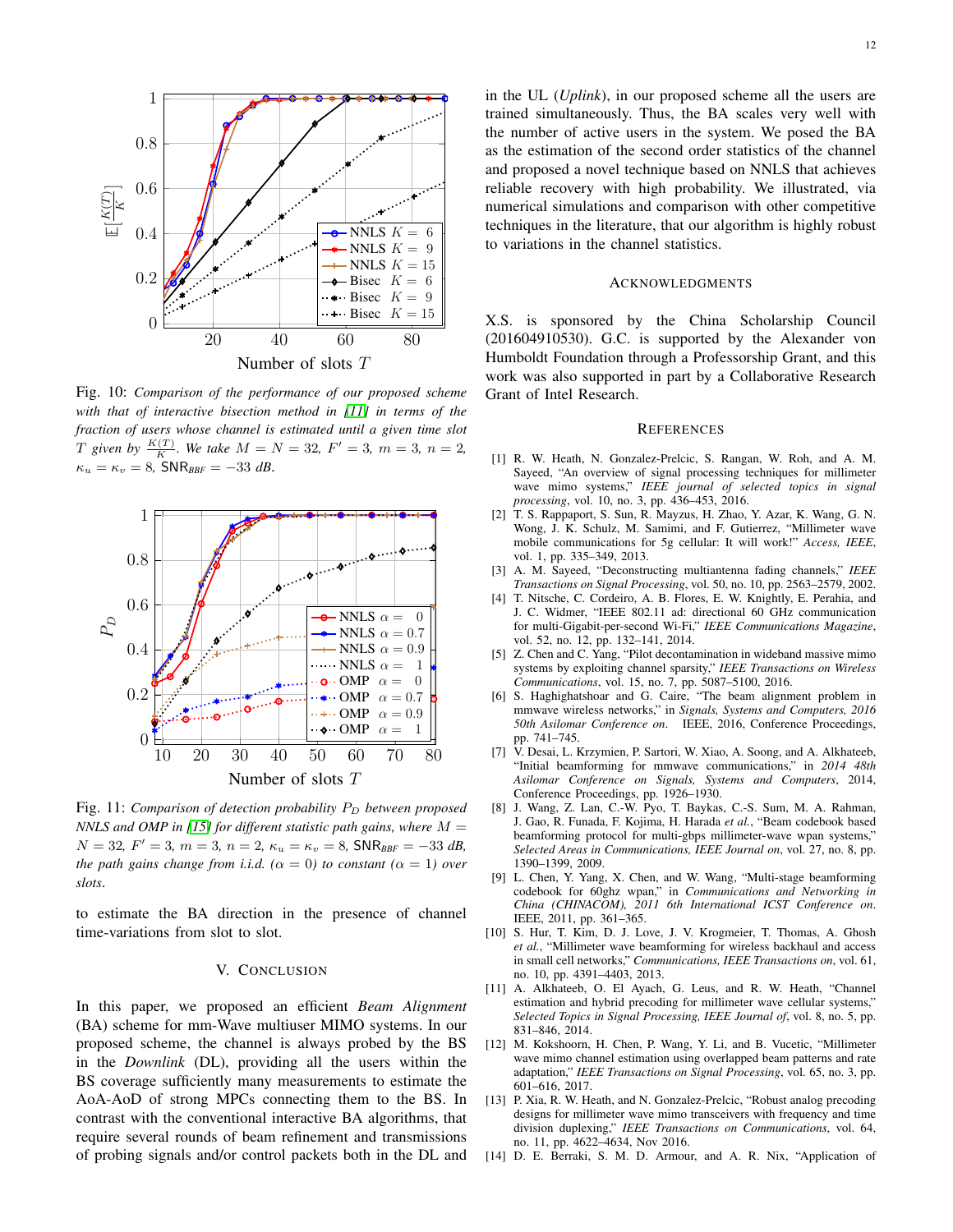Fig. 10: *Comparison of the performance of our proposed scheme with that of interactive bisection method in [11] in terms of the fraction of users whose channel is estimated until a given time slot $T$ given by $\frac{K(T)}{K}$. We take $M = N = 32$, $F' = 3$, $m = 3$, $n = 2$, $\kappa_u = \kappa_v = 8$, $\mathsf{SNR}_{BBF} = -33$ dB.*

Fig. 11: *Comparison of detection probability $P_D$ between proposed NNLS and OMP in [15] for different statistic path gains, where $M = N = 32$, $F' = 3$, $m = 3$, $n = 2$, $\kappa_u = \kappa_v = 8$, $\mathsf{SNR}_{BBF} = -33$ dB, the path gains change from i.i.d. ($\alpha = 0$) to constant ($\alpha = 1$) over slots.*

to estimate the BA direction in the presence of channel time-variations from slot to slot.

## V. Conclusion

In this paper, we proposed an efficient *Beam Alignment* (BA) scheme for mm-Wave multiuser MIMO systems. In our proposed scheme, the channel is always probed by the BS in the *Downlink* (DL), providing all the users within the BS coverage sufficiently many measurements to estimate the AoA-AoD of strong MPCs connecting them to the BS. In contrast with the conventional interactive BA algorithms, that require several rounds of beam refinement and transmissions of probing signals and/or control packets both in the DL and in the UL (*Uplink*), in our proposed scheme all the users are trained simultaneously. Thus, the BA scales very well with the number of active users in the system. We posed the BA as the estimation of the second order statistics of the channel and proposed a novel technique based on NNLS that achieves reliable recovery with high probability. We illustrated, via numerical simulations and comparison with other competitive techniques in the literature, that our algorithm is highly robust to variations in the channel statistics.

## Acknowledgments

X.S. is sponsored by the China Scholarship Council (201604910530). G.C. is supported by the Alexander von Humboldt Foundation through a Professorship Grant, and this work was also supported in part by a Collaborative Research Grant of Intel Research.

## References

[1] R. W. Heath, N. Gonzalez-Prelcic, S. Rangan, W. Roh, and A. M. Sayeed, "An overview of signal processing techniques for millimeter wave mimo systems," *IEEE journal of selected topics in signal processing*, vol. 10, no. 3, pp. 436–453, 2016.

[2] T. S. Rappaport, S. Sun, R. Mayzus, H. Zhao, Y. Azar, K. Wang, G. N. Wong, J. K. Schulz, M. Samimi, and F. Gutierrez, "Millimeter wave mobile communications for 5g cellular: It will work!" *Access, IEEE*, vol. 1, pp. 335–349, 2013.

[3] A. M. Sayeed, "Deconstructing multiantenna fading channels," *IEEE Transactions on Signal Processing*, vol. 50, no. 10, pp. 2563–2579, 2002.

[4] T. Nitsche, C. Cordeiro, A. B. Flores, E. W. Knightly, E. Perahia, and J. C. Widmer, "IEEE 802.11 ad: directional 60 GHz communication for multi-Gigabit-per-second Wi-Fi," *IEEE Communications Magazine*, vol. 52, no. 12, pp. 132–141, 2014.

[5] Z. Chen and C. Yang, "Pilot decontamination in wideband massive mimo systems by exploiting channel sparsity," *IEEE Transactions on Wireless Communications*, vol. 15, no. 7, pp. 5087–5100, 2016.

[6] S. Haghighatshoar and G. Caire, "The beam alignment problem in mmwave wireless networks," in *Signals, Systems and Computers, 2016 50th Asilomar Conference on*. IEEE, 2016, Conference Proceedings, pp. 741–745.

[7] V. Desai, L. Krzymien, P. Sartori, W. Xiao, A. Soong, and A. Alkhateeb, "Initial beamforming for mmwave communications," in *2014 48th Asilomar Conference on Signals, Systems and Computers*, 2014, Conference Proceedings, pp. 1926–1930.

[8] J. Wang, Z. Lan, C.-W. Pyo, T. Baykas, C.-S. Sum, M. A. Rahman, J. Gao, R. Funada, F. Kojima, H. Harada *et al.*, "Beam codebook based beamforming protocol for multi-gbps millimeter-wave wpan systems," *Selected Areas in Communications, IEEE Journal on*, vol. 27, no. 8, pp. 1390–1399, 2009.

[9] L. Chen, Y. Yang, X. Chen, and W. Wang, "Multi-stage beamforming codebook for 60ghz wpan," in *Communications and Networking in China (CHINACOM), 2011 6th International ICST Conference on*. IEEE, 2011, pp. 361–365.

[10] S. Hur, T. Kim, D. J. Love, J. V. Krogmeier, T. Thomas, A. Ghosh *et al.*, "Millimeter wave beamforming for wireless backhaul and access in small cell networks," *Communications, IEEE Transactions on*, vol. 61, no. 10, pp. 4391–4403, 2013.

[11] A. Alkhateeb, O. El Ayach, G. Leus, and R. W. Heath, "Channel estimation and hybrid precoding for millimeter wave cellular systems," *Selected Topics in Signal Processing, IEEE Journal of*, vol. 8, no. 5, pp. 831–846, 2014.

[12] M. Kokshoorn, H. Chen, P. Wang, Y. Li, and B. Vucetic, "Millimeter wave mimo channel estimation using overlapped beam patterns and rate adaptation," *IEEE Transactions on Signal Processing*, vol. 65, no. 3, pp. 601–616, 2017.

[13] P. Xia, R. W. Heath, and N. Gonzalez-Prelcic, "Robust analog precoding designs for millimeter wave mimo transceivers with frequency and time division duplexing," *IEEE Transactions on Communications*, vol. 64, no. 11, pp. 4622–4634, Nov 2016.

[14] D. E. Berraki, S. M. D. Armour, and A. R. Nix, "Application of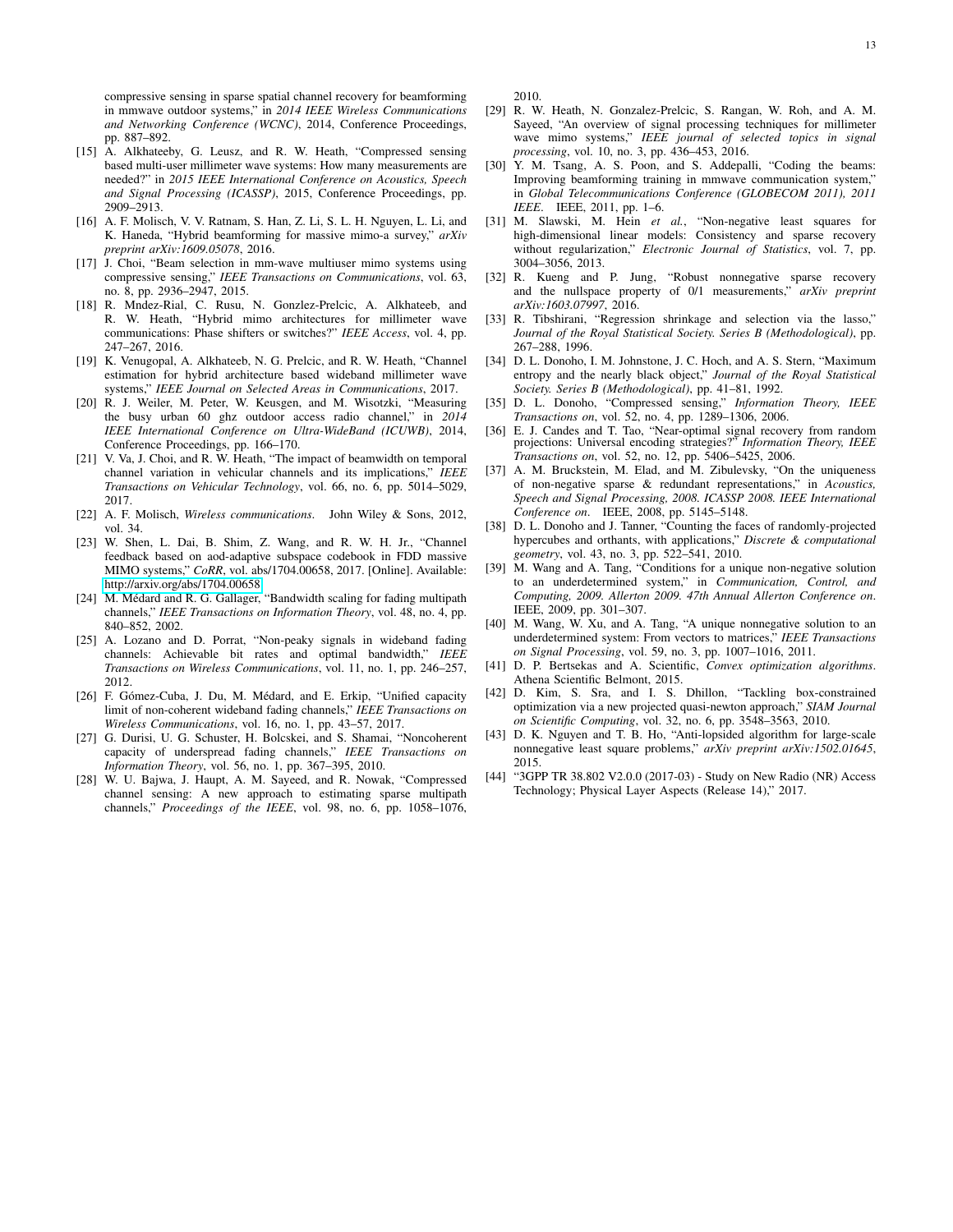compressive sensing in sparse spatial channel recovery for beamforming in mmwave outdoor systems," in *2014 IEEE Wireless Communications and Networking Conference (WCNC)*, 2014, Conference Proceedings, pp. 887–892.

[15] A. Alkhateeby, G. Leusz, and R. W. Heath, "Compressed sensing based multi-user millimeter wave systems: How many measurements are needed?" in *2015 IEEE International Conference on Acoustics, Speech and Signal Processing (ICASSP)*, 2015, Conference Proceedings, pp. 2909–2913.

[16] A. F. Molisch, V. V. Ratnam, S. Han, Z. Li, S. L. H. Nguyen, L. Li, and K. Haneda, "Hybrid beamforming for massive mimo-a survey," *arXiv preprint arXiv:1609.05078*, 2016.

[17] J. Choi, "Beam selection in mm-wave multiuser mimo systems using compressive sensing," *IEEE Transactions on Communications*, vol. 63, no. 8, pp. 2936–2947, 2015.

[18] R. Mndez-Rial, C. Rusu, N. Gonzlez-Prelcic, A. Alkhateeb, and R. W. Heath, "Hybrid mimo architectures for millimeter wave communications: Phase shifters or switches?" *IEEE Access*, vol. 4, pp. 247–267, 2016.

[19] K. Venugopal, A. Alkhateeb, N. G. Prelcic, and R. W. Heath, "Channel estimation for hybrid architecture based wideband millimeter wave systems," *IEEE Journal on Selected Areas in Communications*, 2017.

[20] R. J. Weiler, M. Peter, W. Keusgen, and M. Wisotzki, "Measuring the busy urban 60 ghz outdoor access radio channel," in *2014 IEEE International Conference on Ultra-WideBand (ICUWB)*, 2014, Conference Proceedings, pp. 166–170.

[21] V. Va, J. Choi, and R. W. Heath, "The impact of beamwidth on temporal channel variation in vehicular channels and its implications," *IEEE Transactions on Vehicular Technology*, vol. 66, no. 6, pp. 5014–5029, 2017.

[22] A. F. Molisch, *Wireless communications*. John Wiley & Sons, 2012, vol. 34.

[23] W. Shen, L. Dai, B. Shim, Z. Wang, and R. W. H. Jr., "Channel feedback based on aod-adaptive subspace codebook in FDD massive MIMO systems," *CoRR*, vol. abs/1704.00658, 2017. [Online]. Available: http://arxiv.org/abs/1704.00658

[24] M. Médard and R. G. Gallager, "Bandwidth scaling for fading multipath channels," *IEEE Transactions on Information Theory*, vol. 48, no. 4, pp. 840–852, 2002.

[25] A. Lozano and D. Porrat, "Non-peaky signals in wideband fading channels: Achievable bit rates and optimal bandwidth," *IEEE Transactions on Wireless Communications*, vol. 11, no. 1, pp. 246–257, 2012.

[26] F. Gómez-Cuba, J. Du, M. Médard, and E. Erkip, "Unified capacity limit of non-coherent wideband fading channels," *IEEE Transactions on Wireless Communications*, vol. 16, no. 1, pp. 43–57, 2017.

[27] G. Durisi, U. G. Schuster, H. Bolcskei, and S. Shamai, "Noncoherent capacity of underspread fading channels," *IEEE Transactions on Information Theory*, vol. 56, no. 1, pp. 367–395, 2010.

[28] W. U. Bajwa, J. Haupt, A. M. Sayeed, and R. Nowak, "Compressed channel sensing: A new approach to estimating sparse multipath channels," *Proceedings of the IEEE*, vol. 98, no. 6, pp. 1058–1076, 2010.

[29] R. W. Heath, N. Gonzalez-Prelcic, S. Rangan, W. Roh, and A. M. Sayeed, "An overview of signal processing techniques for millimeter wave mimo systems," *IEEE journal of selected topics in signal processing*, vol. 10, no. 3, pp. 436–453, 2016.

[30] Y. M. Tsang, A. S. Poon, and S. Addepalli, "Coding the beams: Improving beamforming training in mmwave communication system," in *Global Telecommunications Conference (GLOBECOM 2011), 2011 IEEE*. IEEE, 2011, pp. 1–6.

[31] M. Slawski, M. Hein *et al.*, "Non-negative least squares for high-dimensional linear models: Consistency and sparse recovery without regularization," *Electronic Journal of Statistics*, vol. 7, pp. 3004–3056, 2013.

[32] R. Kueng and P. Jung, "Robust nonnegative sparse recovery and the nullspace property of 0/1 measurements," *arXiv preprint arXiv:1603.07997*, 2016.

[33] R. Tibshirani, "Regression shrinkage and selection via the lasso," *Journal of the Royal Statistical Society. Series B (Methodological)*, pp. 267–288, 1996.

[34] D. L. Donoho, I. M. Johnstone, J. C. Hoch, and A. S. Stern, "Maximum entropy and the nearly black object," *Journal of the Royal Statistical Society. Series B (Methodological)*, pp. 41–81, 1992.

[35] D. L. Donoho, "Compressed sensing," *Information Theory, IEEE Transactions on*, vol. 52, no. 4, pp. 1289–1306, 2006.

[36] E. J. Candes and T. Tao, "Near-optimal signal recovery from random projections: Universal encoding strategies?" *Information Theory, IEEE Transactions on*, vol. 52, no. 12, pp. 5406–5425, 2006.

[37] A. M. Bruckstein, M. Elad, and M. Zibulevsky, "On the uniqueness of non-negative sparse & redundant representations," in *Acoustics, Speech and Signal Processing, 2008. ICASSP 2008. IEEE International Conference on*. IEEE, 2008, pp. 5145–5148.

[38] D. L. Donoho and J. Tanner, "Counting the faces of randomly-projected hypercubes and orthants, with applications," *Discrete & computational geometry*, vol. 43, no. 3, pp. 522–541, 2010.

[39] M. Wang and A. Tang, "Conditions for a unique non-negative solution to an underdetermined system," in *Communication, Control, and Computing, 2009. Allerton 2009. 47th Annual Allerton Conference on*. IEEE, 2009, pp. 301–307.

[40] M. Wang, W. Xu, and A. Tang, "A unique nonnegative solution to an underdetermined system: From vectors to matrices," *IEEE Transactions on Signal Processing*, vol. 59, no. 3, pp. 1007–1016, 2011.

[41] D. P. Bertsekas and A. Scientific, *Convex optimization algorithms*. Athena Scientific Belmont, 2015.

[42] D. Kim, S. Sra, and I. S. Dhillon, "Tackling box-constrained optimization via a new projected quasi-newton approach," *SIAM Journal on Scientific Computing*, vol. 32, no. 6, pp. 3548–3563, 2010.

[43] D. K. Nguyen and T. B. Ho, "Anti-lopsided algorithm for large-scale nonnegative least square problems," *arXiv preprint arXiv:1502.01645*, 2015.

[44] "3GPP TR 38.802 V2.0.0 (2017-03) - Study on New Radio (NR) Access Technology; Physical Layer Aspects (Release 14)," 2017.